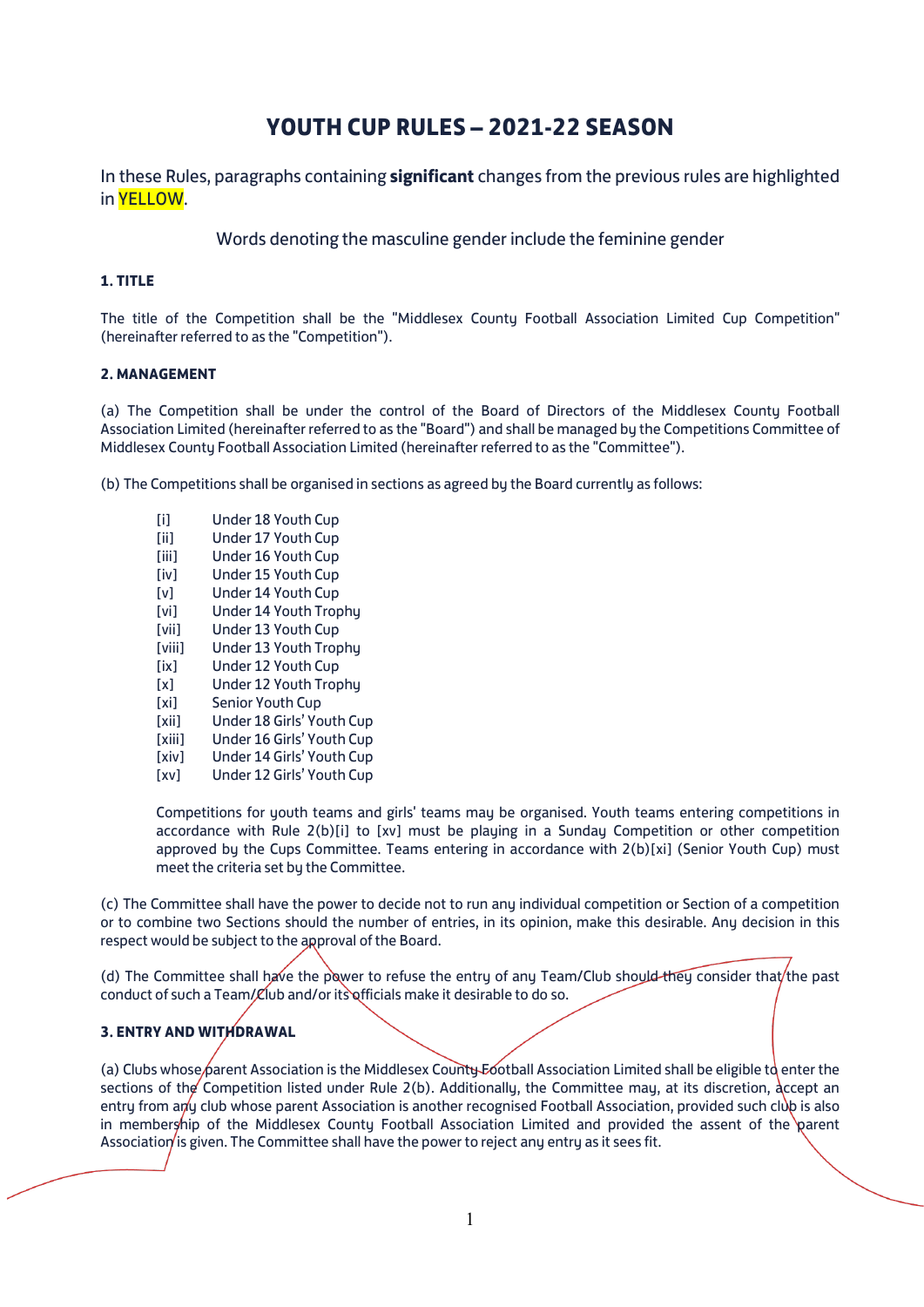# YOUTH CUP RULES – 2021-22 SEASON

In these Rules, paragraphs containing **significant** changes from the previous rules are highlighted in YELLOW.

Words denoting the masculine gender include the feminine gender

### 1. TITLE

The title of the Competition shall be the "Middlesex County Football Association Limited Cup Competition" (hereinafter referred to as the "Competition").

### 2. MANAGEMENT

(a) The Competition shall be under the control of the Board of Directors of the Middlesex County Football Association Limited (hereinafter referred to as the "Board") and shall be managed by the Competitions Committee of Middlesex County Football Association Limited (hereinafter referred to as the "Committee").

(b) The Competitions shall be organised in sections as agreed by the Board currently as follows:

[i] Under 18 Youth Cup
[ii] Under 17 Youth Cup
[iii] Under 16 Youth Cup
[iv] Under 15 Youth Cup
[v] Under 14 Youth Cup
[vi] Under 14 Youth Trophy
[vii] Under 13 Youth Cup
[viii] Under 13 Youth Trophy
[ix] Under 12 Youth Cup
[x] Under 12 Youth Trophy
[xi] Senior Youth Cup
[xii] Under 18 Girls' Youth Cup
[xiii] Under 16 Girls' Youth Cup
[xiv] Under 14 Girls' Youth Cup
[xv] Under 12 Girls' Youth Cup

Competitions for youth teams and girls' teams may be organised. Youth teams entering competitions in accordance with Rule 2(b)[i] to [xv] must be playing in a Sunday Competition or other competition approved by the Cups Committee. Teams entering in accordance with 2(b)[xi] (Senior Youth Cup) must meet the criteria set by the Committee.

(c) The Committee shall have the power to decide not to run any individual competition or Section of a competition or to combine two Sections should the number of entries, in its opinion, make this desirable. Any decision in this respect would be subject to the approval of the Board.

(d) The Committee shall have the power to refuse the entry of any Team/Club should they consider that the past conduct of such a Team/Club and/or its officials make it desirable to do so.

### 3. ENTRY AND WITHDRAWAL

(a) Clubs whose parent Association is the Middlesex County Football Association Limited shall be eligible to enter the sections of the Competition listed under Rule 2(b). Additionally, the Committee may, at its discretion, accept an entry from any club whose parent Association is another recognised Football Association, provided such club is also in membership of the Middlesex County Football Association Limited and provided the assent of the parent Association is given. The Committee shall have the power to reject any entry as it sees fit.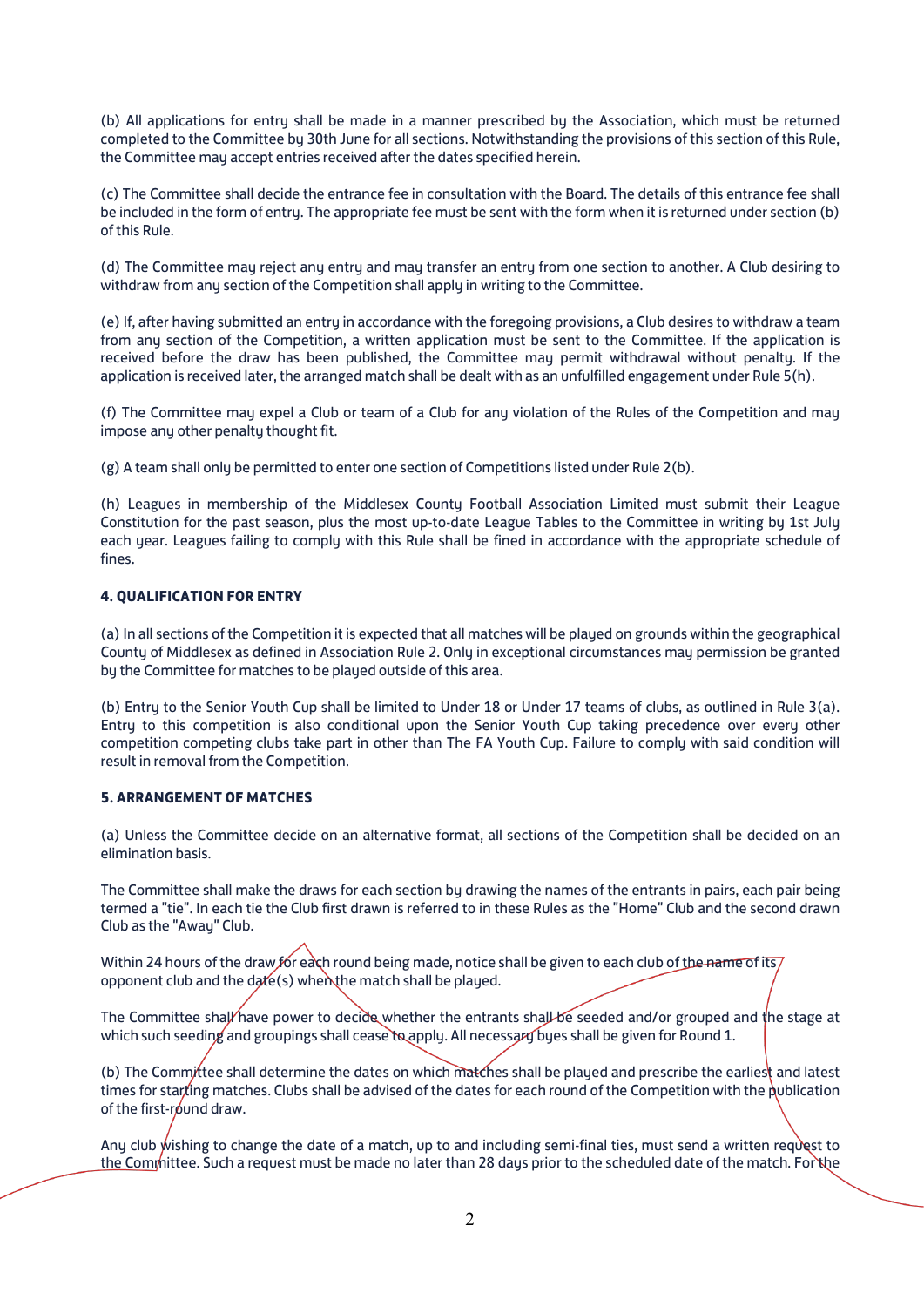(b) All applications for entry shall be made in a manner prescribed by the Association, which must be returned completed to the Committee by 30th June for all sections. Notwithstanding the provisions of this section of this Rule, the Committee may accept entries received after the dates specified herein.

(c) The Committee shall decide the entrance fee in consultation with the Board. The details of this entrance fee shall be included in the form of entry. The appropriate fee must be sent with the form when it is returned under section (b) of this Rule.

(d) The Committee may reject any entry and may transfer an entry from one section to another. A Club desiring to withdraw from any section of the Competition shall apply in writing to the Committee.

(e) If, after having submitted an entry in accordance with the foregoing provisions, a Club desires to withdraw a team from any section of the Competition, a written application must be sent to the Committee. If the application is received before the draw has been published, the Committee may permit withdrawal without penalty. If the application is received later, the arranged match shall be dealt with as an unfulfilled engagement under Rule 5(h).

(f) The Committee may expel a Club or team of a Club for any violation of the Rules of the Competition and may impose any other penalty thought fit.

(g) A team shall only be permitted to enter one section of Competitions listed under Rule 2(b).

(h) Leagues in membership of the Middlesex County Football Association Limited must submit their League Constitution for the past season, plus the most up-to-date League Tables to the Committee in writing by 1st July each year. Leagues failing to comply with this Rule shall be fined in accordance with the appropriate schedule of fines.

**4. QUALIFICATION FOR ENTRY**

(a) In all sections of the Competition it is expected that all matches will be played on grounds within the geographical County of Middlesex as defined in Association Rule 2. Only in exceptional circumstances may permission be granted by the Committee for matches to be played outside of this area.

(b) Entry to the Senior Youth Cup shall be limited to Under 18 or Under 17 teams of clubs, as outlined in Rule 3(a). Entry to this competition is also conditional upon the Senior Youth Cup taking precedence over every other competition competing clubs take part in other than The FA Youth Cup. Failure to comply with said condition will result in removal from the Competition.

**5. ARRANGEMENT OF MATCHES**

(a) Unless the Committee decide on an alternative format, all sections of the Competition shall be decided on an elimination basis.

The Committee shall make the draws for each section by drawing the names of the entrants in pairs, each pair being termed a "tie". In each tie the Club first drawn is referred to in these Rules as the "Home" Club and the second drawn Club as the "Away" Club.

Within 24 hours of the draw for each round being made, notice shall be given to each club of the name of its opponent club and the date(s) when the match shall be played.

The Committee shall have power to decide whether the entrants shall be seeded and/or grouped and the stage at which such seeding and groupings shall cease to apply. All necessary byes shall be given for Round 1.

(b) The Committee shall determine the dates on which matches shall be played and prescribe the earliest and latest times for starting matches. Clubs shall be advised of the dates for each round of the Competition with the publication of the first-round draw.

Any club wishing to change the date of a match, up to and including semi-final ties, must send a written request to the Committee. Such a request must be made no later than 28 days prior to the scheduled date of the match. For the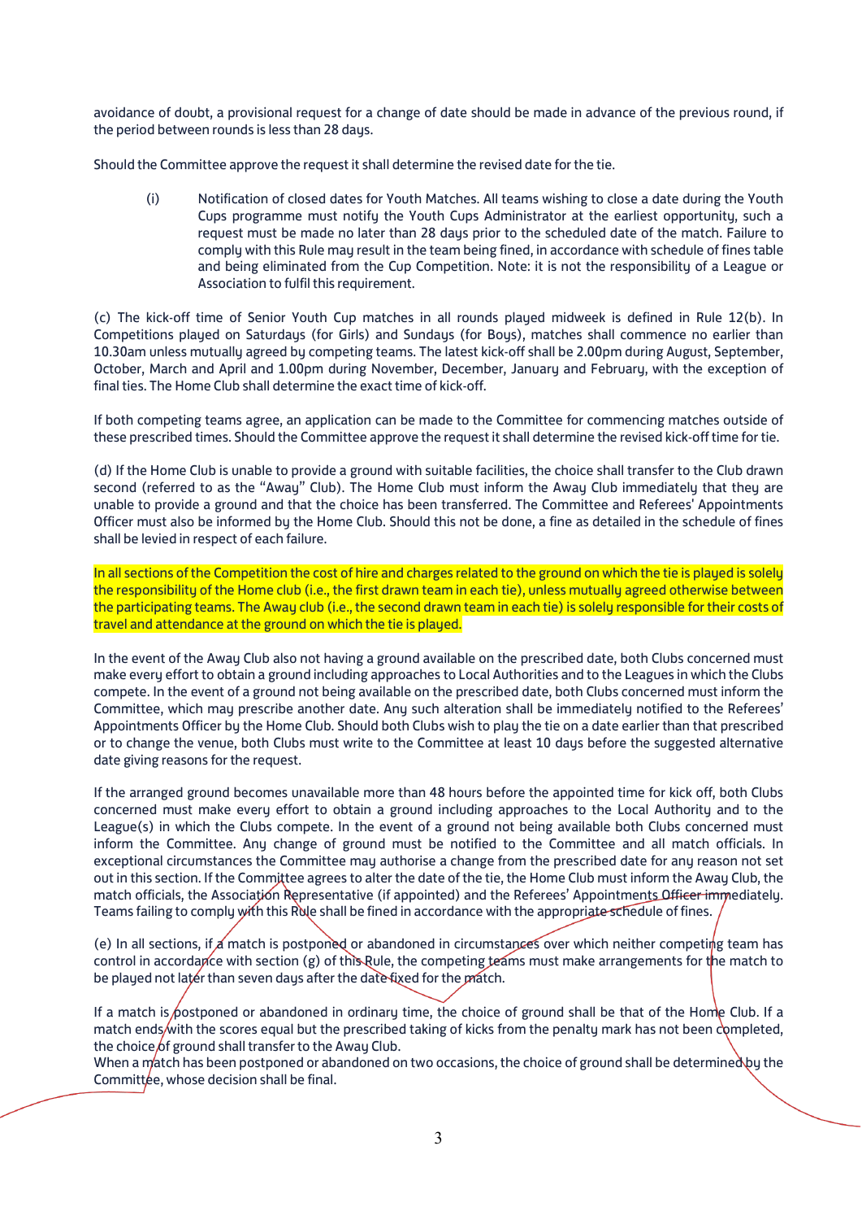avoidance of doubt, a provisional request for a change of date should be made in advance of the previous round, if the period between rounds is less than 28 days.

Should the Committee approve the request it shall determine the revised date for the tie.

(i) Notification of closed dates for Youth Matches. All teams wishing to close a date during the Youth Cups programme must notify the Youth Cups Administrator at the earliest opportunity, such a request must be made no later than 28 days prior to the scheduled date of the match. Failure to comply with this Rule may result in the team being fined, in accordance with schedule of fines table and being eliminated from the Cup Competition. Note: it is not the responsibility of a League or Association to fulfil this requirement.

(c) The kick-off time of Senior Youth Cup matches in all rounds played midweek is defined in Rule 12(b). In Competitions played on Saturdays (for Girls) and Sundays (for Boys), matches shall commence no earlier than 10.30am unless mutually agreed by competing teams. The latest kick-off shall be 2.00pm during August, September, October, March and April and 1.00pm during November, December, January and February, with the exception of final ties. The Home Club shall determine the exact time of kick-off.

If both competing teams agree, an application can be made to the Committee for commencing matches outside of these prescribed times. Should the Committee approve the request it shall determine the revised kick-off time for tie.

(d) If the Home Club is unable to provide a ground with suitable facilities, the choice shall transfer to the Club drawn second (referred to as the "Away" Club). The Home Club must inform the Away Club immediately that they are unable to provide a ground and that the choice has been transferred. The Committee and Referees' Appointments Officer must also be informed by the Home Club. Should this not be done, a fine as detailed in the schedule of fines shall be levied in respect of each failure.

In all sections of the Competition the cost of hire and charges related to the ground on which the tie is played is solely the responsibility of the Home club (i.e., the first drawn team in each tie), unless mutually agreed otherwise between the participating teams. The Away club (i.e., the second drawn team in each tie) is solely responsible for their costs of travel and attendance at the ground on which the tie is played.

In the event of the Away Club also not having a ground available on the prescribed date, both Clubs concerned must make every effort to obtain a ground including approaches to Local Authorities and to the Leagues in which the Clubs compete. In the event of a ground not being available on the prescribed date, both Clubs concerned must inform the Committee, which may prescribe another date. Any such alteration shall be immediately notified to the Referees' Appointments Officer by the Home Club. Should both Clubs wish to play the tie on a date earlier than that prescribed or to change the venue, both Clubs must write to the Committee at least 10 days before the suggested alternative date giving reasons for the request.

If the arranged ground becomes unavailable more than 48 hours before the appointed time for kick off, both Clubs concerned must make every effort to obtain a ground including approaches to the Local Authority and to the League(s) in which the Clubs compete. In the event of a ground not being available both Clubs concerned must inform the Committee. Any change of ground must be notified to the Committee and all match officials. In exceptional circumstances the Committee may authorise a change from the prescribed date for any reason not set out in this section. If the Committee agrees to alter the date of the tie, the Home Club must inform the Away Club, the match officials, the Association Representative (if appointed) and the Referees' Appointments Officer immediately. Teams failing to comply with this Rule shall be fined in accordance with the appropriate schedule of fines.

(e) In all sections, if a match is postponed or abandoned in circumstances over which neither competing team has control in accordance with section (g) of this Rule, the competing teams must make arrangements for the match to be played not later than seven days after the date fixed for the match.

If a match is postponed or abandoned in ordinary time, the choice of ground shall be that of the Home Club. If a match ends with the scores equal but the prescribed taking of kicks from the penalty mark has not been completed, the choice of ground shall transfer to the Away Club.
When a match has been postponed or abandoned on two occasions, the choice of ground shall be determined by the Committee, whose decision shall be final.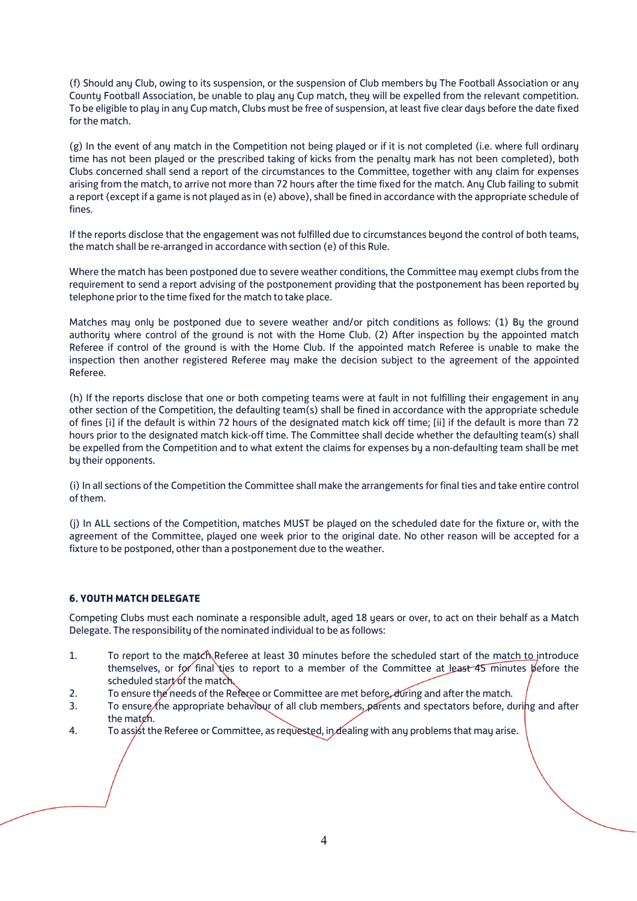(f) Should any Club, owing to its suspension, or the suspension of Club members by The Football Association or any County Football Association, be unable to play any Cup match, they will be expelled from the relevant competition. To be eligible to play in any Cup match, Clubs must be free of suspension, at least five clear days before the date fixed for the match.

(g) In the event of any match in the Competition not being played or if it is not completed (i.e. where full ordinary time has not been played or the prescribed taking of kicks from the penalty mark has not been completed), both Clubs concerned shall send a report of the circumstances to the Committee, together with any claim for expenses arising from the match, to arrive not more than 72 hours after the time fixed for the match. Any Club failing to submit a report (except if a game is not played as in (e) above), shall be fined in accordance with the appropriate schedule of fines.

If the reports disclose that the engagement was not fulfilled due to circumstances beyond the control of both teams, the match shall be re-arranged in accordance with section (e) of this Rule.

Where the match has been postponed due to severe weather conditions, the Committee may exempt clubs from the requirement to send a report advising of the postponement providing that the postponement has been reported by telephone prior to the time fixed for the match to take place.

Matches may only be postponed due to severe weather and/or pitch conditions as follows: (1) By the ground authority where control of the ground is not with the Home Club. (2) After inspection by the appointed match Referee if control of the ground is with the Home Club. If the appointed match Referee is unable to make the inspection then another registered Referee may make the decision subject to the agreement of the appointed Referee.

(h) If the reports disclose that one or both competing teams were at fault in not fulfilling their engagement in any other section of the Competition, the defaulting team(s) shall be fined in accordance with the appropriate schedule of fines [i] if the default is within 72 hours of the designated match kick off time; [ii] if the default is more than 72 hours prior to the designated match kick-off time. The Committee shall decide whether the defaulting team(s) shall be expelled from the Competition and to what extent the claims for expenses by a non-defaulting team shall be met by their opponents.

(i) In all sections of the Competition the Committee shall make the arrangements for final ties and take entire control of them.

(j) In ALL sections of the Competition, matches MUST be played on the scheduled date for the fixture or, with the agreement of the Committee, played one week prior to the original date. No other reason will be accepted for a fixture to be postponed, other than a postponement due to the weather.

#### 6. YOUTH MATCH DELEGATE

Competing Clubs must each nominate a responsible adult, aged 18 years or over, to act on their behalf as a Match Delegate. The responsibility of the nominated individual to be as follows:

1. To report to the match Referee at least 30 minutes before the scheduled start of the match to introduce themselves, or for final ties to report to a member of the Committee at least 45 minutes before the scheduled start of the match.
2. To ensure the needs of the Referee or Committee are met before, during and after the match.
3. To ensure the appropriate behaviour of all club members, parents and spectators before, during and after the match.
4. To assist the Referee or Committee, as requested, in dealing with any problems that may arise.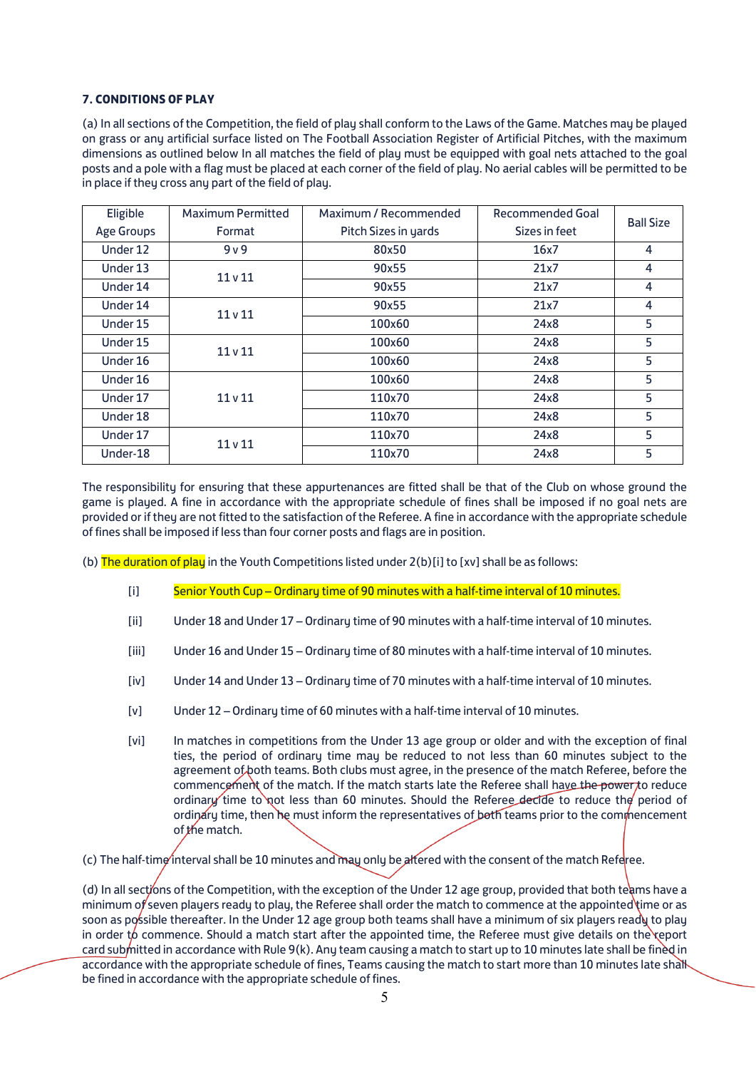**7. CONDITIONS OF PLAY**

(a) In all sections of the Competition, the field of play shall conform to the Laws of the Game. Matches may be played on grass or any artificial surface listed on The Football Association Register of Artificial Pitches, with the maximum dimensions as outlined below In all matches the field of play must be equipped with goal nets attached to the goal posts and a pole with a flag must be placed at each corner of the field of play. No aerial cables will be permitted to be in place if they cross any part of the field of play.

| Eligible Age Groups | Maximum Permitted Format | Maximum / Recommended Pitch Sizes in yards | Recommended Goal Sizes in feet | Ball Size |
|---|---|---|---|---|
| Under 12 | 9 v 9 | 80x50 | 16x7 | 4 |
| Under 13 | 11 v 11 | 90x55 | 21x7 | 4 |
| Under 14 | | 90x55 | 21x7 | 4 |
| Under 14 | 11 v 11 | 90x55 | 21x7 | 4 |
| Under 15 | | 100x60 | 24x8 | 5 |
| Under 15 | 11 v 11 | 100x60 | 24x8 | 5 |
| Under 16 | | 100x60 | 24x8 | 5 |
| Under 16 | 11 v 11 | 100x60 | 24x8 | 5 |
| Under 17 | | 110x70 | 24x8 | 5 |
| Under 18 | | 110x70 | 24x8 | 5 |
| Under 17 | 11 v 11 | 110x70 | 24x8 | 5 |
| Under-18 | | 110x70 | 24x8 | 5 |

The responsibility for ensuring that these appurtenances are fitted shall be that of the Club on whose ground the game is played. A fine in accordance with the appropriate schedule of fines shall be imposed if no goal nets are provided or if they are not fitted to the satisfaction of the Referee. A fine in accordance with the appropriate schedule of fines shall be imposed if less than four corner posts and flags are in position.

(b) The duration of play in the Youth Competitions listed under 2(b)[i] to [xv] shall be as follows:

[i] Senior Youth Cup – Ordinary time of 90 minutes with a half-time interval of 10 minutes.

[ii] Under 18 and Under 17 – Ordinary time of 90 minutes with a half-time interval of 10 minutes.

[iii] Under 16 and Under 15 – Ordinary time of 80 minutes with a half-time interval of 10 minutes.

[iv] Under 14 and Under 13 – Ordinary time of 70 minutes with a half-time interval of 10 minutes.

[v] Under 12 – Ordinary time of 60 minutes with a half-time interval of 10 minutes.

[vi] In matches in competitions from the Under 13 age group or older and with the exception of final ties, the period of ordinary time may be reduced to not less than 60 minutes subject to the agreement of both teams. Both clubs must agree, in the presence of the match Referee, before the commencement of the match. If the match starts late the Referee shall have the power to reduce ordinary time to not less than 60 minutes. Should the Referee decide to reduce the period of ordinary time, then he must inform the representatives of both teams prior to the commencement of the match.

(c) The half-time interval shall be 10 minutes and may only be altered with the consent of the match Referee.

(d) In all sections of the Competition, with the exception of the Under 12 age group, provided that both teams have a minimum of seven players ready to play, the Referee shall order the match to commence at the appointed time or as soon as possible thereafter. In the Under 12 age group both teams shall have a minimum of six players ready to play in order to commence. Should a match start after the appointed time, the Referee must give details on the report card submitted in accordance with Rule 9(k). Any team causing a match to start up to 10 minutes late shall be fined in accordance with the appropriate schedule of fines, Teams causing the match to start more than 10 minutes late shall be fined in accordance with the appropriate schedule of fines.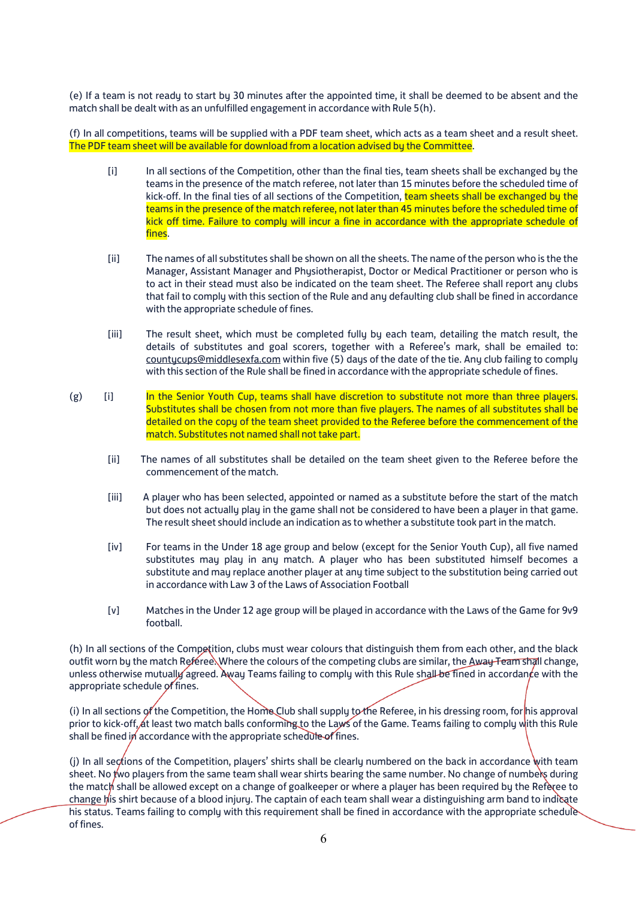(e) If a team is not ready to start by 30 minutes after the appointed time, it shall be deemed to be absent and the match shall be dealt with as an unfulfilled engagement in accordance with Rule 5(h).

(f) In all competitions, teams will be supplied with a PDF team sheet, which acts as a team sheet and a result sheet. The PDF team sheet will be available for download from a location advised by the Committee.

[i] In all sections of the Competition, other than the final ties, team sheets shall be exchanged by the teams in the presence of the match referee, not later than 15 minutes before the scheduled time of kick-off. In the final ties of all sections of the Competition, team sheets shall be exchanged by the teams in the presence of the match referee, not later than 45 minutes before the scheduled time of kick off time. Failure to comply will incur a fine in accordance with the appropriate schedule of fines.

[ii] The names of all substitutes shall be shown on all the sheets. The name of the person who is the the Manager, Assistant Manager and Physiotherapist, Doctor or Medical Practitioner or person who is to act in their stead must also be indicated on the team sheet. The Referee shall report any clubs that fail to comply with this section of the Rule and any defaulting club shall be fined in accordance with the appropriate schedule of fines.

[iii] The result sheet, which must be completed fully by each team, detailing the match result, the details of substitutes and goal scorers, together with a Referee's mark, shall be emailed to: countycups@middlesexfa.com within five (5) days of the date of the tie. Any club failing to comply with this section of the Rule shall be fined in accordance with the appropriate schedule of fines.

(g) [i] In the Senior Youth Cup, teams shall have discretion to substitute not more than three players. Substitutes shall be chosen from not more than five players. The names of all substitutes shall be detailed on the copy of the team sheet provided to the Referee before the commencement of the match. Substitutes not named shall not take part.

[ii] The names of all substitutes shall be detailed on the team sheet given to the Referee before the commencement of the match.

[iii] A player who has been selected, appointed or named as a substitute before the start of the match but does not actually play in the game shall not be considered to have been a player in that game. The result sheet should include an indication as to whether a substitute took part in the match.

[iv] For teams in the Under 18 age group and below (except for the Senior Youth Cup), all five named substitutes may play in any match. A player who has been substituted himself becomes a substitute and may replace another player at any time subject to the substitution being carried out in accordance with Law 3 of the Laws of Association Football

[v] Matches in the Under 12 age group will be played in accordance with the Laws of the Game for 9v9 football.

(h) In all sections of the Competition, clubs must wear colours that distinguish them from each other, and the black outfit worn by the match Referee. Where the colours of the competing clubs are similar, the Away Team shall change, unless otherwise mutually agreed. Away Teams failing to comply with this Rule shall be fined in accordance with the appropriate schedule of fines.

(i) In all sections of the Competition, the Home Club shall supply to the Referee, in his dressing room, for his approval prior to kick-off, at least two match balls conforming to the Laws of the Game. Teams failing to comply with this Rule shall be fined in accordance with the appropriate schedule of fines.

(j) In all sections of the Competition, players' shirts shall be clearly numbered on the back in accordance with team sheet. No two players from the same team shall wear shirts bearing the same number. No change of numbers during the match shall be allowed except on a change of goalkeeper or where a player has been required by the Referee to change his shirt because of a blood injury. The captain of each team shall wear a distinguishing arm band to indicate his status. Teams failing to comply with this requirement shall be fined in accordance with the appropriate schedule of fines.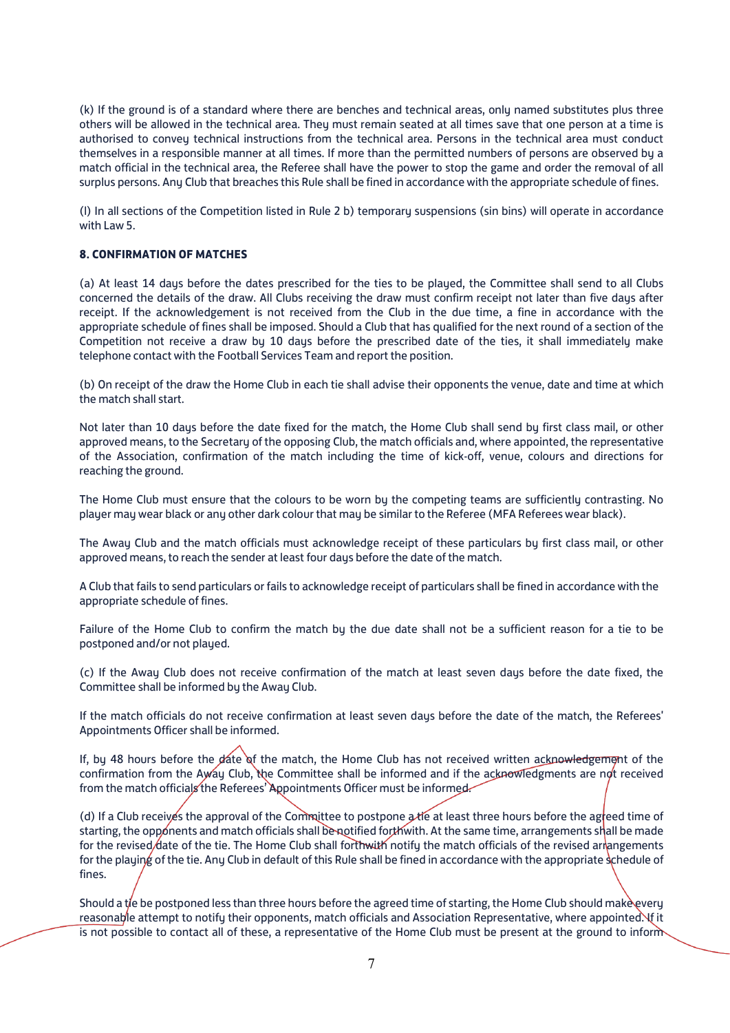(k) If the ground is of a standard where there are benches and technical areas, only named substitutes plus three others will be allowed in the technical area. They must remain seated at all times save that one person at a time is authorised to convey technical instructions from the technical area. Persons in the technical area must conduct themselves in a responsible manner at all times. If more than the permitted numbers of persons are observed by a match official in the technical area, the Referee shall have the power to stop the game and order the removal of all surplus persons. Any Club that breaches this Rule shall be fined in accordance with the appropriate schedule of fines.

(l) In all sections of the Competition listed in Rule 2 b) temporary suspensions (sin bins) will operate in accordance with Law 5.

**8. CONFIRMATION OF MATCHES**

(a) At least 14 days before the dates prescribed for the ties to be played, the Committee shall send to all Clubs concerned the details of the draw. All Clubs receiving the draw must confirm receipt not later than five days after receipt. If the acknowledgement is not received from the Club in the due time, a fine in accordance with the appropriate schedule of fines shall be imposed. Should a Club that has qualified for the next round of a section of the Competition not receive a draw by 10 days before the prescribed date of the ties, it shall immediately make telephone contact with the Football Services Team and report the position.

(b) On receipt of the draw the Home Club in each tie shall advise their opponents the venue, date and time at which the match shall start.

Not later than 10 days before the date fixed for the match, the Home Club shall send by first class mail, or other approved means, to the Secretary of the opposing Club, the match officials and, where appointed, the representative of the Association, confirmation of the match including the time of kick-off, venue, colours and directions for reaching the ground.

The Home Club must ensure that the colours to be worn by the competing teams are sufficiently contrasting. No player may wear black or any other dark colour that may be similar to the Referee (MFA Referees wear black).

The Away Club and the match officials must acknowledge receipt of these particulars by first class mail, or other approved means, to reach the sender at least four days before the date of the match.

A Club that fails to send particulars or fails to acknowledge receipt of particulars shall be fined in accordance with the appropriate schedule of fines.

Failure of the Home Club to confirm the match by the due date shall not be a sufficient reason for a tie to be postponed and/or not played.

(c) If the Away Club does not receive confirmation of the match at least seven days before the date fixed, the Committee shall be informed by the Away Club.

If the match officials do not receive confirmation at least seven days before the date of the match, the Referees' Appointments Officer shall be informed.

If, by 48 hours before the date of the match, the Home Club has not received written acknowledgement of the confirmation from the Away Club, the Committee shall be informed and if the acknowledgments are not received from the match officials the Referees' Appointments Officer must be informed.

(d) If a Club receives the approval of the Committee to postpone a tie at least three hours before the agreed time of starting, the opponents and match officials shall be notified forthwith. At the same time, arrangements shall be made for the revised date of the tie. The Home Club shall forthwith notify the match officials of the revised arrangements for the playing of the tie. Any Club in default of this Rule shall be fined in accordance with the appropriate schedule of fines.

Should a tie be postponed less than three hours before the agreed time of starting, the Home Club should make every reasonable attempt to notify their opponents, match officials and Association Representative, where appointed. If it is not possible to contact all of these, a representative of the Home Club must be present at the ground to inform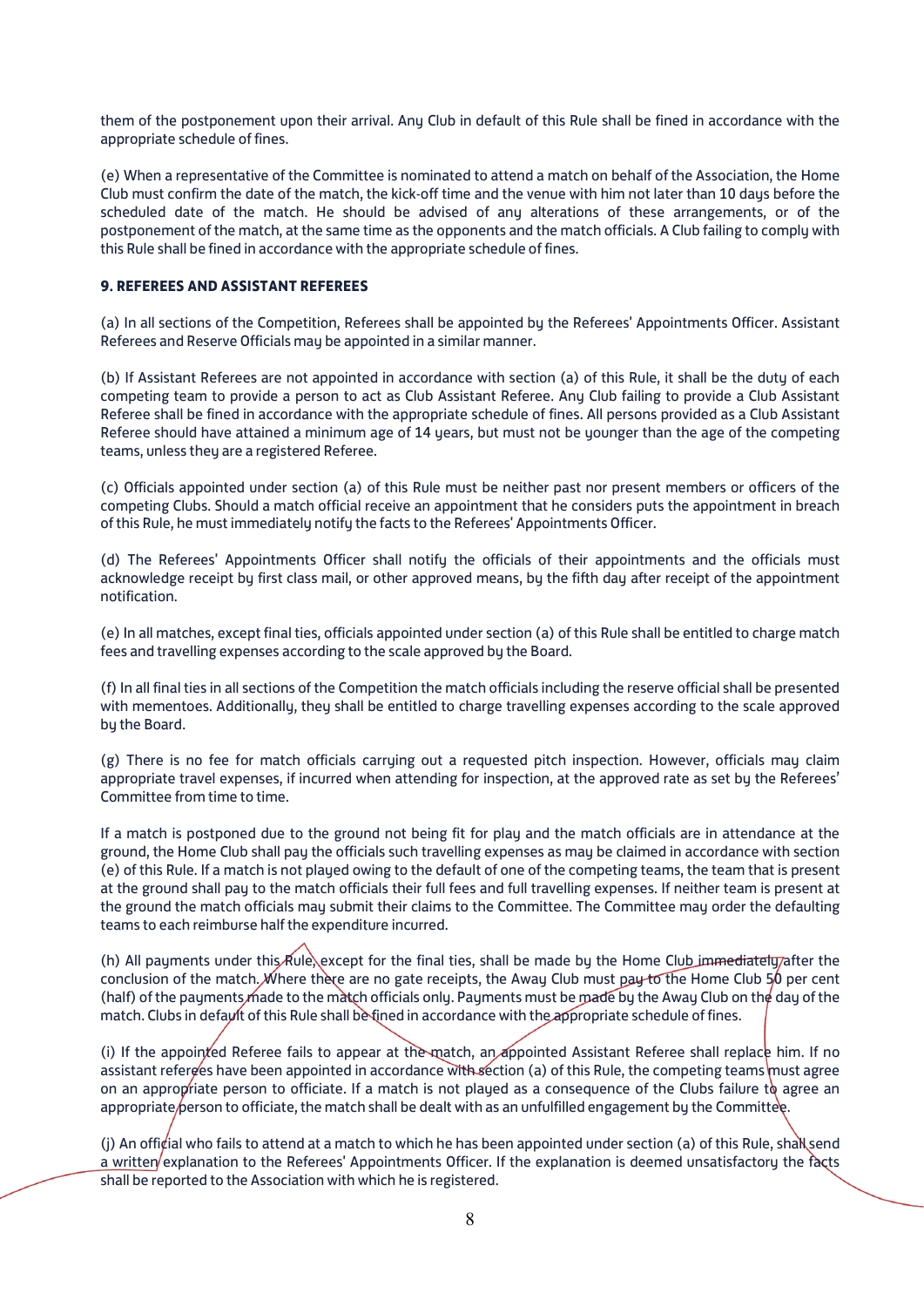them of the postponement upon their arrival. Any Club in default of this Rule shall be fined in accordance with the appropriate schedule of fines.

(e) When a representative of the Committee is nominated to attend a match on behalf of the Association, the Home Club must confirm the date of the match, the kick-off time and the venue with him not later than 10 days before the scheduled date of the match. He should be advised of any alterations of these arrangements, or of the postponement of the match, at the same time as the opponents and the match officials. A Club failing to comply with this Rule shall be fined in accordance with the appropriate schedule of fines.

#### 9. REFEREES AND ASSISTANT REFEREES

(a) In all sections of the Competition, Referees shall be appointed by the Referees' Appointments Officer. Assistant Referees and Reserve Officials may be appointed in a similar manner.

(b) If Assistant Referees are not appointed in accordance with section (a) of this Rule, it shall be the duty of each competing team to provide a person to act as Club Assistant Referee. Any Club failing to provide a Club Assistant Referee shall be fined in accordance with the appropriate schedule of fines. All persons provided as a Club Assistant Referee should have attained a minimum age of 14 years, but must not be younger than the age of the competing teams, unless they are a registered Referee.

(c) Officials appointed under section (a) of this Rule must be neither past nor present members or officers of the competing Clubs. Should a match official receive an appointment that he considers puts the appointment in breach of this Rule, he must immediately notify the facts to the Referees' Appointments Officer.

(d) The Referees' Appointments Officer shall notify the officials of their appointments and the officials must acknowledge receipt by first class mail, or other approved means, by the fifth day after receipt of the appointment notification.

(e) In all matches, except final ties, officials appointed under section (a) of this Rule shall be entitled to charge match fees and travelling expenses according to the scale approved by the Board.

(f) In all final ties in all sections of the Competition the match officials including the reserve official shall be presented with mementoes. Additionally, they shall be entitled to charge travelling expenses according to the scale approved by the Board.

(g) There is no fee for match officials carrying out a requested pitch inspection. However, officials may claim appropriate travel expenses, if incurred when attending for inspection, at the approved rate as set by the Referees' Committee from time to time.

If a match is postponed due to the ground not being fit for play and the match officials are in attendance at the ground, the Home Club shall pay the officials such travelling expenses as may be claimed in accordance with section (e) of this Rule. If a match is not played owing to the default of one of the competing teams, the team that is present at the ground shall pay to the match officials their full fees and full travelling expenses. If neither team is present at the ground the match officials may submit their claims to the Committee. The Committee may order the defaulting teams to each reimburse half the expenditure incurred.

(h) All payments under this Rule, except for the final ties, shall be made by the Home Club immediately after the conclusion of the match. Where there are no gate receipts, the Away Club must pay to the Home Club 50 per cent (half) of the payments made to the match officials only. Payments must be made by the Away Club on the day of the match. Clubs in default of this Rule shall be fined in accordance with the appropriate schedule of fines.

(i) If the appointed Referee fails to appear at the match, an appointed Assistant Referee shall replace him. If no assistant referees have been appointed in accordance with section (a) of this Rule, the competing teams must agree on an appropriate person to officiate. If a match is not played as a consequence of the Clubs failure to agree an appropriate person to officiate, the match shall be dealt with as an unfulfilled engagement by the Committee.

(j) An official who fails to attend at a match to which he has been appointed under section (a) of this Rule, shall send a written explanation to the Referees' Appointments Officer. If the explanation is deemed unsatisfactory the facts shall be reported to the Association with which he is registered.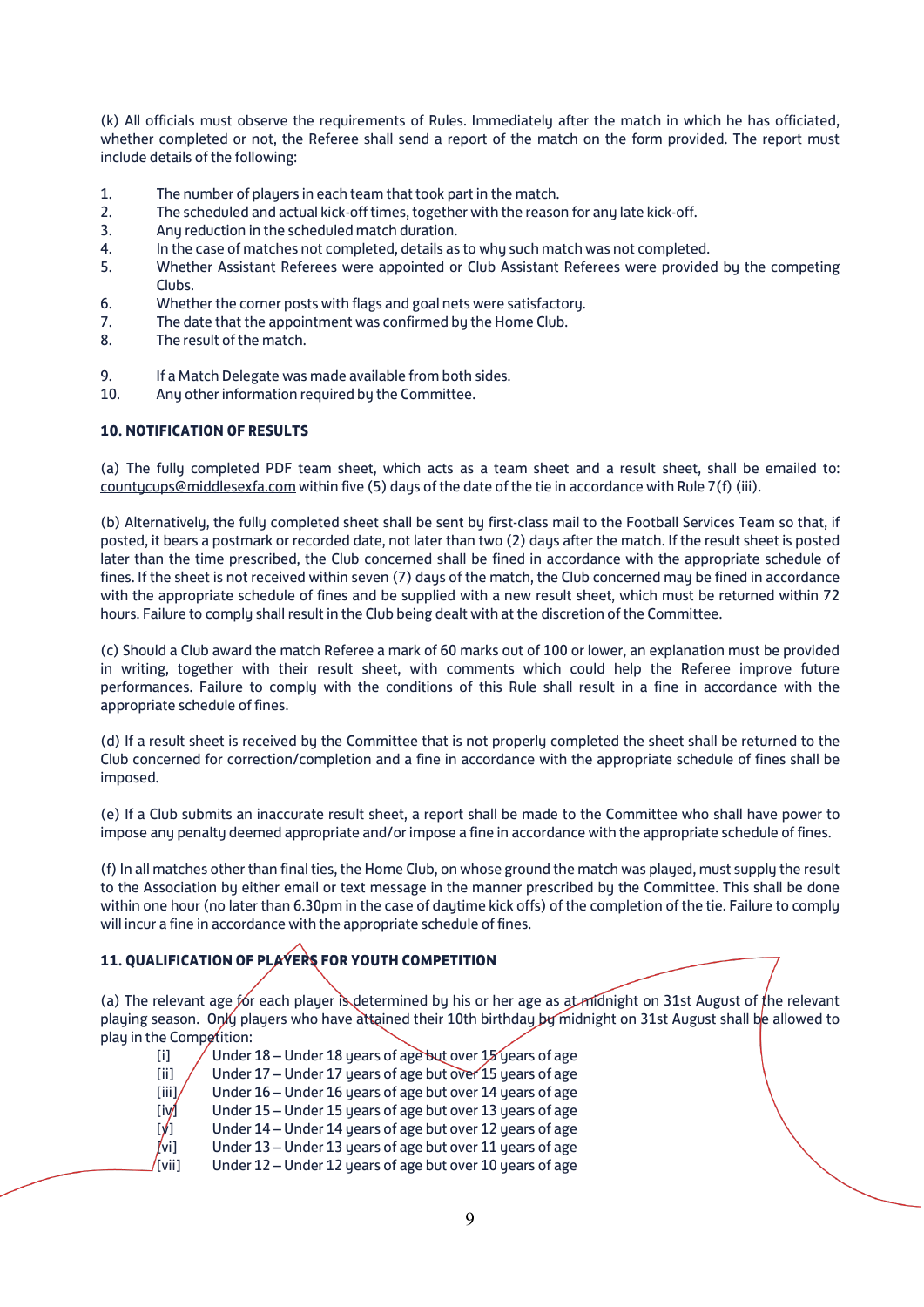(k) All officials must observe the requirements of Rules. Immediately after the match in which he has officiated, whether completed or not, the Referee shall send a report of the match on the form provided. The report must include details of the following:

1. The number of players in each team that took part in the match.
2. The scheduled and actual kick-off times, together with the reason for any late kick-off.
3. Any reduction in the scheduled match duration.
4. In the case of matches not completed, details as to why such match was not completed.
5. Whether Assistant Referees were appointed or Club Assistant Referees were provided by the competing Clubs.
6. Whether the corner posts with flags and goal nets were satisfactory.
7. The date that the appointment was confirmed by the Home Club.
8. The result of the match.
9. If a Match Delegate was made available from both sides.
10. Any other information required by the Committee.

### 10. NOTIFICATION OF RESULTS

(a) The fully completed PDF team sheet, which acts as a team sheet and a result sheet, shall be emailed to: countycups@middlesexfa.com within five (5) days of the date of the tie in accordance with Rule 7(f) (iii).

(b) Alternatively, the fully completed sheet shall be sent by first-class mail to the Football Services Team so that, if posted, it bears a postmark or recorded date, not later than two (2) days after the match. If the result sheet is posted later than the time prescribed, the Club concerned shall be fined in accordance with the appropriate schedule of fines. If the sheet is not received within seven (7) days of the match, the Club concerned may be fined in accordance with the appropriate schedule of fines and be supplied with a new result sheet, which must be returned within 72 hours. Failure to comply shall result in the Club being dealt with at the discretion of the Committee.

(c) Should a Club award the match Referee a mark of 60 marks out of 100 or lower, an explanation must be provided in writing, together with their result sheet, with comments which could help the Referee improve future performances. Failure to comply with the conditions of this Rule shall result in a fine in accordance with the appropriate schedule of fines.

(d) If a result sheet is received by the Committee that is not properly completed the sheet shall be returned to the Club concerned for correction/completion and a fine in accordance with the appropriate schedule of fines shall be imposed.

(e) If a Club submits an inaccurate result sheet, a report shall be made to the Committee who shall have power to impose any penalty deemed appropriate and/or impose a fine in accordance with the appropriate schedule of fines.

(f) In all matches other than final ties, the Home Club, on whose ground the match was played, must supply the result to the Association by either email or text message in the manner prescribed by the Committee. This shall be done within one hour (no later than 6.30pm in the case of daytime kick offs) of the completion of the tie. Failure to comply will incur a fine in accordance with the appropriate schedule of fines.

### 11. QUALIFICATION OF PLAYERS FOR YOUTH COMPETITION

(a) The relevant age for each player is determined by his or her age as at midnight on 31st August of the relevant playing season. Only players who have attained their 10th birthday by midnight on 31st August shall be allowed to play in the Competition:

[i] Under 18 – Under 18 years of age but over 15 years of age
[ii] Under 17 – Under 17 years of age but over 15 years of age
[iii] Under 16 – Under 16 years of age but over 14 years of age
[iv] Under 15 – Under 15 years of age but over 13 years of age
[v] Under 14 – Under 14 years of age but over 12 years of age
[vi] Under 13 – Under 13 years of age but over 11 years of age
[vii] Under 12 – Under 12 years of age but over 10 years of age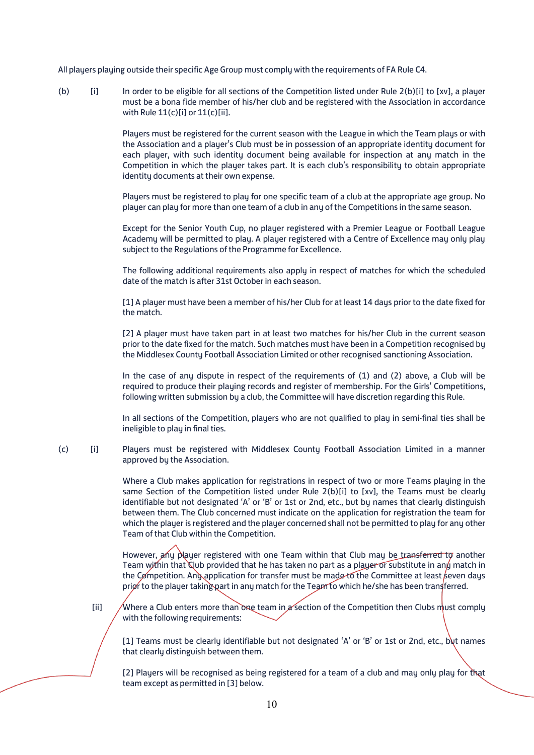All players playing outside their specific Age Group must comply with the requirements of FA Rule C4.

(b) [i] In order to be eligible for all sections of the Competition listed under Rule 2(b)[i] to [xv], a player must be a bona fide member of his/her club and be registered with the Association in accordance with Rule 11(c)[i] or 11(c)[ii].

Players must be registered for the current season with the League in which the Team plays or with the Association and a player's Club must be in possession of an appropriate identity document for each player, with such identity document being available for inspection at any match in the Competition in which the player takes part. It is each club's responsibility to obtain appropriate identity documents at their own expense.

Players must be registered to play for one specific team of a club at the appropriate age group. No player can play for more than one team of a club in any of the Competitions in the same season.

Except for the Senior Youth Cup, no player registered with a Premier League or Football League Academy will be permitted to play. A player registered with a Centre of Excellence may only play subject to the Regulations of the Programme for Excellence.

The following additional requirements also apply in respect of matches for which the scheduled date of the match is after 31st October in each season.

[1] A player must have been a member of his/her Club for at least 14 days prior to the date fixed for the match.

[2] A player must have taken part in at least two matches for his/her Club in the current season prior to the date fixed for the match. Such matches must have been in a Competition recognised by the Middlesex County Football Association Limited or other recognised sanctioning Association.

In the case of any dispute in respect of the requirements of (1) and (2) above, a Club will be required to produce their playing records and register of membership. For the Girls' Competitions, following written submission by a club, the Committee will have discretion regarding this Rule.

In all sections of the Competition, players who are not qualified to play in semi-final ties shall be ineligible to play in final ties.

(c) [i] Players must be registered with Middlesex County Football Association Limited in a manner approved by the Association.

Where a Club makes application for registrations in respect of two or more Teams playing in the same Section of the Competition listed under Rule 2(b)[i] to [xv], the Teams must be clearly identifiable but not designated 'A' or 'B' or 1st or 2nd, etc., but by names that clearly distinguish between them. The Club concerned must indicate on the application for registration the team for which the player is registered and the player concerned shall not be permitted to play for any other Team of that Club within the Competition.

However, any player registered with one Team within that Club may be transferred to another Team within that Club provided that he has taken no part as a player or substitute in any match in the Competition. Any application for transfer must be made to the Committee at least seven days prior to the player taking part in any match for the Team to which he/she has been transferred.

[ii] Where a Club enters more than one team in a section of the Competition then Clubs must comply with the following requirements:

[1] Teams must be clearly identifiable but not designated 'A' or 'B' or 1st or 2nd, etc., but names that clearly distinguish between them.

[2] Players will be recognised as being registered for a team of a club and may only play for that team except as permitted in [3] below.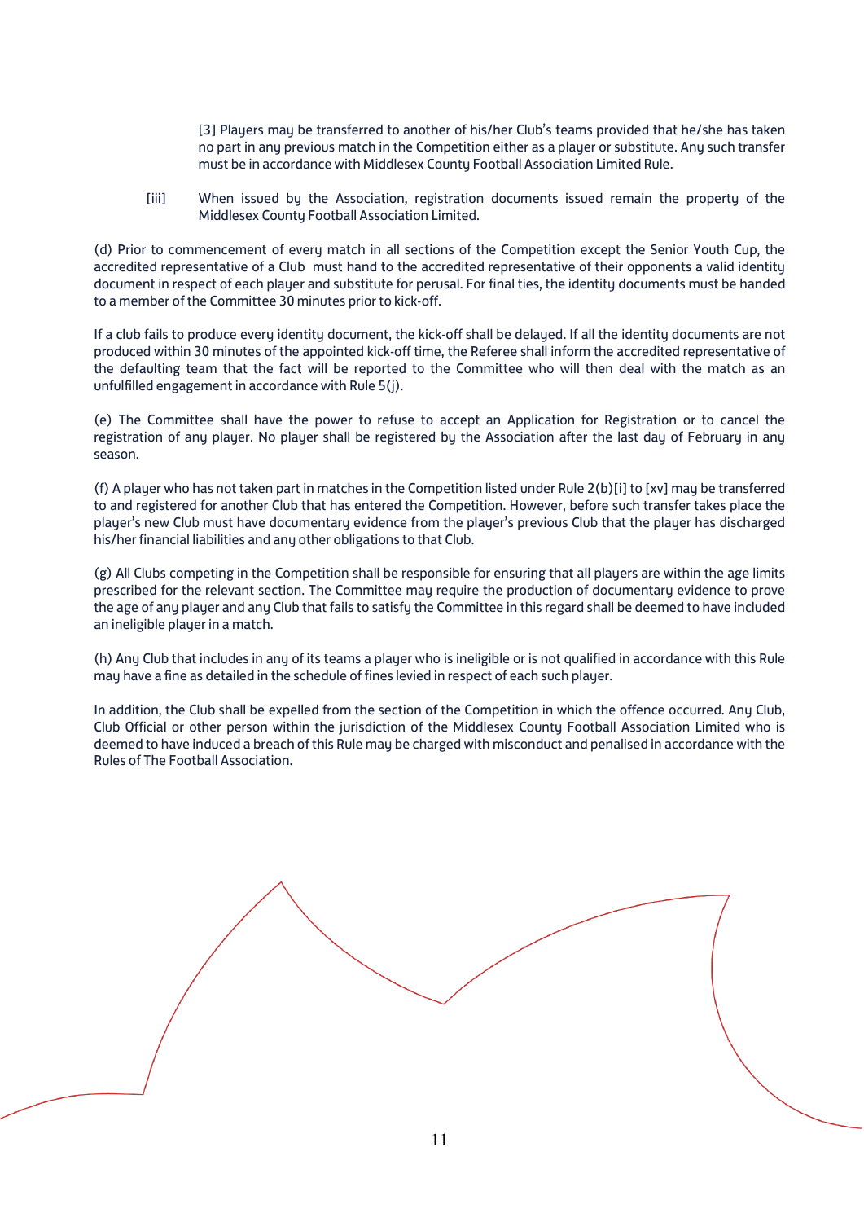[3] Players may be transferred to another of his/her Club's teams provided that he/she has taken no part in any previous match in the Competition either as a player or substitute. Any such transfer must be in accordance with Middlesex County Football Association Limited Rule.

[iii] When issued by the Association, registration documents issued remain the property of the Middlesex County Football Association Limited.

(d) Prior to commencement of every match in all sections of the Competition except the Senior Youth Cup, the accredited representative of a Club must hand to the accredited representative of their opponents a valid identity document in respect of each player and substitute for perusal. For final ties, the identity documents must be handed to a member of the Committee 30 minutes prior to kick-off.

If a club fails to produce every identity document, the kick-off shall be delayed. If all the identity documents are not produced within 30 minutes of the appointed kick-off time, the Referee shall inform the accredited representative of the defaulting team that the fact will be reported to the Committee who will then deal with the match as an unfulfilled engagement in accordance with Rule 5(j).

(e) The Committee shall have the power to refuse to accept an Application for Registration or to cancel the registration of any player. No player shall be registered by the Association after the last day of February in any season.

(f) A player who has not taken part in matches in the Competition listed under Rule 2(b)[i] to [xv] may be transferred to and registered for another Club that has entered the Competition. However, before such transfer takes place the player's new Club must have documentary evidence from the player's previous Club that the player has discharged his/her financial liabilities and any other obligations to that Club.

(g) All Clubs competing in the Competition shall be responsible for ensuring that all players are within the age limits prescribed for the relevant section. The Committee may require the production of documentary evidence to prove the age of any player and any Club that fails to satisfy the Committee in this regard shall be deemed to have included an ineligible player in a match.

(h) Any Club that includes in any of its teams a player who is ineligible or is not qualified in accordance with this Rule may have a fine as detailed in the schedule of fines levied in respect of each such player.

In addition, the Club shall be expelled from the section of the Competition in which the offence occurred. Any Club, Club Official or other person within the jurisdiction of the Middlesex County Football Association Limited who is deemed to have induced a breach of this Rule may be charged with misconduct and penalised in accordance with the Rules of The Football Association.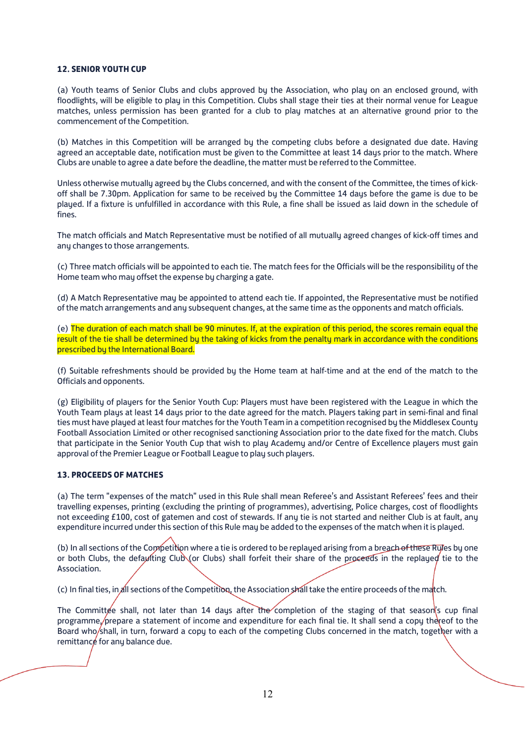### 12. SENIOR YOUTH CUP

(a) Youth teams of Senior Clubs and clubs approved by the Association, who play on an enclosed ground, with floodlights, will be eligible to play in this Competition. Clubs shall stage their ties at their normal venue for League matches, unless permission has been granted for a club to play matches at an alternative ground prior to the commencement of the Competition.

(b) Matches in this Competition will be arranged by the competing clubs before a designated due date. Having agreed an acceptable date, notification must be given to the Committee at least 14 days prior to the match. Where Clubs are unable to agree a date before the deadline, the matter must be referred to the Committee.

Unless otherwise mutually agreed by the Clubs concerned, and with the consent of the Committee, the times of kick-off shall be 7.30pm. Application for same to be received by the Committee 14 days before the game is due to be played. If a fixture is unfulfilled in accordance with this Rule, a fine shall be issued as laid down in the schedule of fines.

The match officials and Match Representative must be notified of all mutually agreed changes of kick-off times and any changes to those arrangements.

(c) Three match officials will be appointed to each tie. The match fees for the Officials will be the responsibility of the Home team who may offset the expense by charging a gate.

(d) A Match Representative may be appointed to attend each tie. If appointed, the Representative must be notified of the match arrangements and any subsequent changes, at the same time as the opponents and match officials.

(e) The duration of each match shall be 90 minutes. If, at the expiration of this period, the scores remain equal the result of the tie shall be determined by the taking of kicks from the penalty mark in accordance with the conditions prescribed by the International Board.

(f) Suitable refreshments should be provided by the Home team at half-time and at the end of the match to the Officials and opponents.

(g) Eligibility of players for the Senior Youth Cup: Players must have been registered with the League in which the Youth Team plays at least 14 days prior to the date agreed for the match. Players taking part in semi-final and final ties must have played at least four matches for the Youth Team in a competition recognised by the Middlesex County Football Association Limited or other recognised sanctioning Association prior to the date fixed for the match. Clubs that participate in the Senior Youth Cup that wish to play Academy and/or Centre of Excellence players must gain approval of the Premier League or Football League to play such players.

### 13. PROCEEDS OF MATCHES

(a) The term "expenses of the match" used in this Rule shall mean Referee's and Assistant Referees' fees and their travelling expenses, printing (excluding the printing of programmes), advertising, Police charges, cost of floodlights not exceeding £100, cost of gatemen and cost of stewards. If any tie is not started and neither Club is at fault, any expenditure incurred under this section of this Rule may be added to the expenses of the match when it is played.

(b) In all sections of the Competition where a tie is ordered to be replayed arising from a breach of these Rules by one or both Clubs, the defaulting Club (or Clubs) shall forfeit their share of the proceeds in the replayed tie to the Association.

(c) In final ties, in all sections of the Competition, the Association shall take the entire proceeds of the match.

The Committee shall, not later than 14 days after the completion of the staging of that season's cup final programme, prepare a statement of income and expenditure for each final tie. It shall send a copy thereof to the Board who shall, in turn, forward a copy to each of the competing Clubs concerned in the match, together with a remittance for any balance due.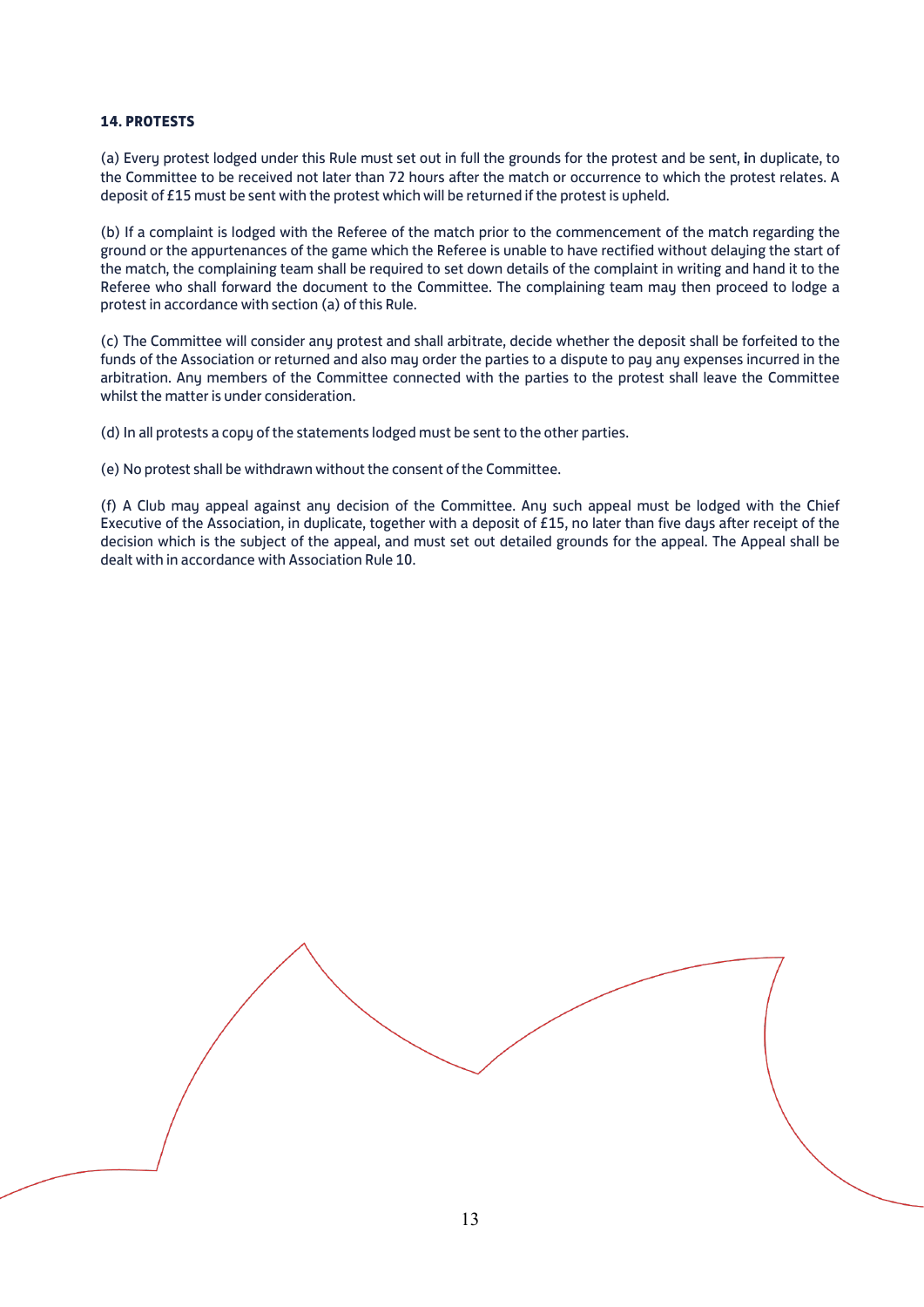### 14. PROTESTS

(a) Every protest lodged under this Rule must set out in full the grounds for the protest and be sent, in duplicate, to the Committee to be received not later than 72 hours after the match or occurrence to which the protest relates. A deposit of £15 must be sent with the protest which will be returned if the protest is upheld.

(b) If a complaint is lodged with the Referee of the match prior to the commencement of the match regarding the ground or the appurtenances of the game which the Referee is unable to have rectified without delaying the start of the match, the complaining team shall be required to set down details of the complaint in writing and hand it to the Referee who shall forward the document to the Committee. The complaining team may then proceed to lodge a protest in accordance with section (a) of this Rule.

(c) The Committee will consider any protest and shall arbitrate, decide whether the deposit shall be forfeited to the funds of the Association or returned and also may order the parties to a dispute to pay any expenses incurred in the arbitration. Any members of the Committee connected with the parties to the protest shall leave the Committee whilst the matter is under consideration.

(d) In all protests a copy of the statements lodged must be sent to the other parties.

(e) No protest shall be withdrawn without the consent of the Committee.

(f) A Club may appeal against any decision of the Committee. Any such appeal must be lodged with the Chief Executive of the Association, in duplicate, together with a deposit of £15, no later than five days after receipt of the decision which is the subject of the appeal, and must set out detailed grounds for the appeal. The Appeal shall be dealt with in accordance with Association Rule 10.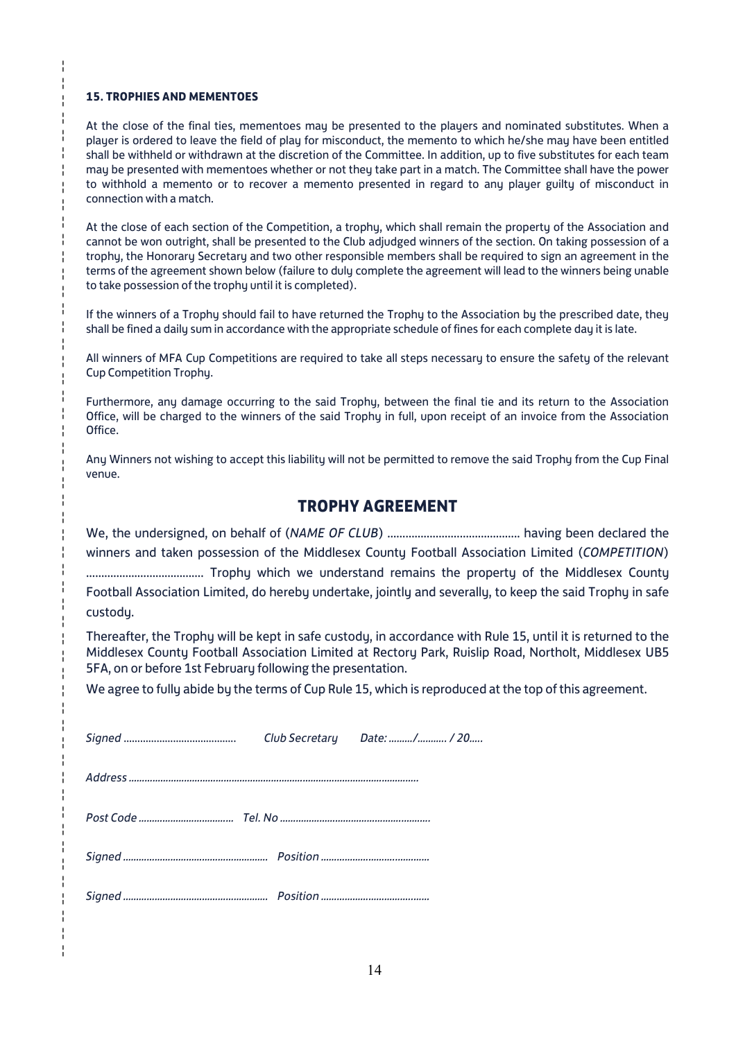#### 15. TROPHIES AND MEMENTOES

At the close of the final ties, mementoes may be presented to the players and nominated substitutes. When a player is ordered to leave the field of play for misconduct, the memento to which he/she may have been entitled shall be withheld or withdrawn at the discretion of the Committee. In addition, up to five substitutes for each team may be presented with mementoes whether or not they take part in a match. The Committee shall have the power to withhold a memento or to recover a memento presented in regard to any player guilty of misconduct in connection with a match.

At the close of each section of the Competition, a trophy, which shall remain the property of the Association and cannot be won outright, shall be presented to the Club adjudged winners of the section. On taking possession of a trophy, the Honorary Secretary and two other responsible members shall be required to sign an agreement in the terms of the agreement shown below (failure to duly complete the agreement will lead to the winners being unable to take possession of the trophy until it is completed).

If the winners of a Trophy should fail to have returned the Trophy to the Association by the prescribed date, they shall be fined a daily sum in accordance with the appropriate schedule of fines for each complete day it is late.

All winners of MFA Cup Competitions are required to take all steps necessary to ensure the safety of the relevant Cup Competition Trophy.

Furthermore, any damage occurring to the said Trophy, between the final tie and its return to the Association Office, will be charged to the winners of the said Trophy in full, upon receipt of an invoice from the Association Office.

Any Winners not wishing to accept this liability will not be permitted to remove the said Trophy from the Cup Final venue.

## TROPHY AGREEMENT

We, the undersigned, on behalf of (*NAME OF CLUB*) ........................................... having been declared the winners and taken possession of the Middlesex County Football Association Limited (*COMPETITION*) ...................................... Trophy which we understand remains the property of the Middlesex County Football Association Limited, do hereby undertake, jointly and severally, to keep the said Trophy in safe custody.

Thereafter, the Trophy will be kept in safe custody, in accordance with Rule 15, until it is returned to the Middlesex County Football Association Limited at Rectory Park, Ruislip Road, Northolt, Middlesex UB5 5FA, on or before 1st February following the presentation.

We agree to fully abide by the terms of Cup Rule 15, which is reproduced at the top of this agreement.

*Signed .........................................   Club Secretary   Date: ........./.........../ 20.....*

*Address ............................................................................................................*

*Post Code ...................................   Tel. No .........................................................*

*Signed .......................................................   Position .........................................*

*Signed .......................................................   Position .........................................*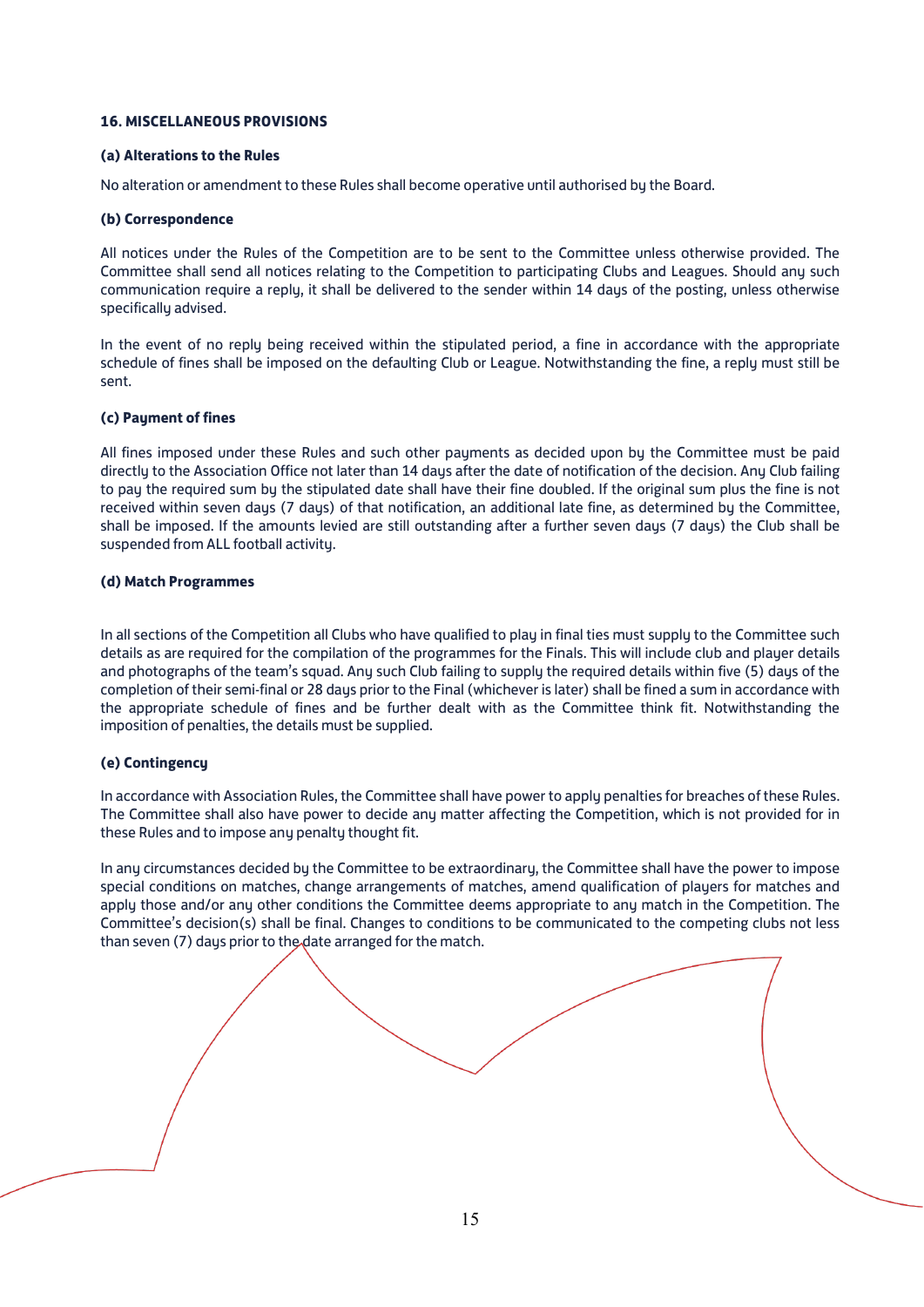## 16. MISCELLANEOUS PROVISIONS

### (a) Alterations to the Rules

No alteration or amendment to these Rules shall become operative until authorised by the Board.

### (b) Correspondence

All notices under the Rules of the Competition are to be sent to the Committee unless otherwise provided. The Committee shall send all notices relating to the Competition to participating Clubs and Leagues. Should any such communication require a reply, it shall be delivered to the sender within 14 days of the posting, unless otherwise specifically advised.

In the event of no reply being received within the stipulated period, a fine in accordance with the appropriate schedule of fines shall be imposed on the defaulting Club or League. Notwithstanding the fine, a reply must still be sent.

### (c) Payment of fines

All fines imposed under these Rules and such other payments as decided upon by the Committee must be paid directly to the Association Office not later than 14 days after the date of notification of the decision. Any Club failing to pay the required sum by the stipulated date shall have their fine doubled. If the original sum plus the fine is not received within seven days (7 days) of that notification, an additional late fine, as determined by the Committee, shall be imposed. If the amounts levied are still outstanding after a further seven days (7 days) the Club shall be suspended from ALL football activity.

### (d) Match Programmes

In all sections of the Competition all Clubs who have qualified to play in final ties must supply to the Committee such details as are required for the compilation of the programmes for the Finals. This will include club and player details and photographs of the team's squad. Any such Club failing to supply the required details within five (5) days of the completion of their semi-final or 28 days prior to the Final (whichever is later) shall be fined a sum in accordance with the appropriate schedule of fines and be further dealt with as the Committee think fit. Notwithstanding the imposition of penalties, the details must be supplied.

### (e) Contingency

In accordance with Association Rules, the Committee shall have power to apply penalties for breaches of these Rules. The Committee shall also have power to decide any matter affecting the Competition, which is not provided for in these Rules and to impose any penalty thought fit.

In any circumstances decided by the Committee to be extraordinary, the Committee shall have the power to impose special conditions on matches, change arrangements of matches, amend qualification of players for matches and apply those and/or any other conditions the Committee deems appropriate to any match in the Competition. The Committee's decision(s) shall be final. Changes to conditions to be communicated to the competing clubs not less than seven (7) days prior to the date arranged for the match.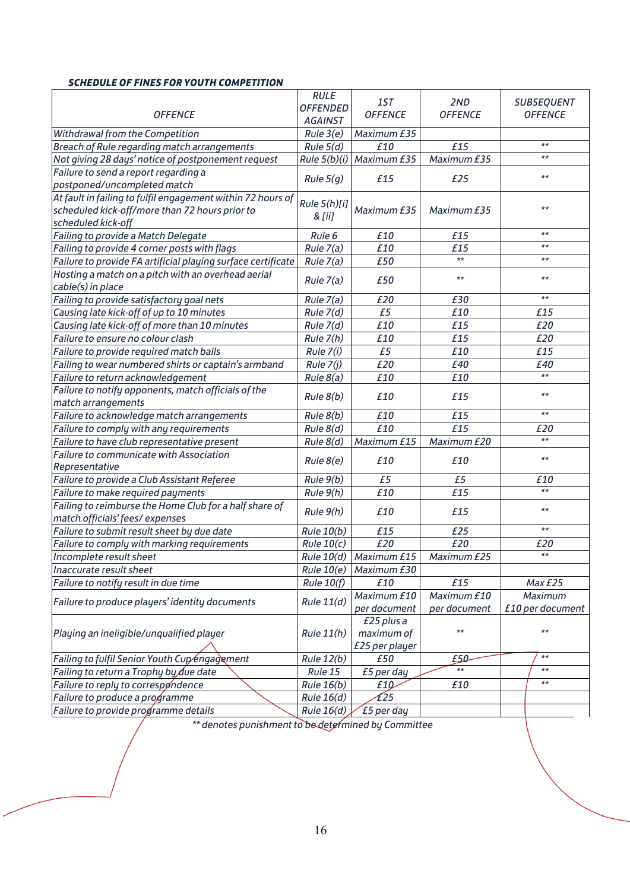***SCHEDULE OF FINES FOR YOUTH COMPETITION***

| *OFFENCE* | *RULE OFFENDED AGAINST* | *1ST OFFENCE* | *2ND OFFENCE* | *SUBSEQUENT OFFENCE* |
|---|---|---|---|---|
| *Withdrawal from the Competition* | *Rule 3(e)* | *Maximum £35* | | |
| *Breach of Rule regarding match arrangements* | *Rule 5(d)* | *£10* | *£15* | ** |
| *Not giving 28 days' notice of postponement request* | *Rule 5(b)(i)* | *Maximum £35* | *Maximum £35* | ** |
| *Failure to send a report regarding a postponed/uncompleted match* | *Rule 5(g)* | *£15* | *£25* | ** |
| *At fault in failing to fulfil engagement within 72 hours of scheduled kick-off/more than 72 hours prior to scheduled kick-off* | *Rule 5(h)[i] & [ii]* | *Maximum £35* | *Maximum £35* | ** |
| *Failing to provide a Match Delegate* | *Rule 6* | *£10* | *£15* | ** |
| *Failing to provide 4 corner posts with flags* | *Rule 7(a)* | *£10* | *£15* | ** |
| *Failure to provide FA artificial playing surface certificate* | *Rule 7(a)* | *£50* | ** | ** |
| *Hosting a match on a pitch with an overhead aerial cable(s) in place* | *Rule 7(a)* | *£50* | ** | ** |
| *Failing to provide satisfactory goal nets* | *Rule 7(a)* | *£20* | *£30* | ** |
| *Causing late kick-off of up to 10 minutes* | *Rule 7(d)* | *£5* | *£10* | *£15* |
| *Causing late kick-off of more than 10 minutes* | *Rule 7(d)* | *£10* | *£15* | *£20* |
| *Failure to ensure no colour clash* | *Rule 7(h)* | *£10* | *£15* | *£20* |
| *Failure to provide required match balls* | *Rule 7(i)* | *£5* | *£10* | *£15* |
| *Failing to wear numbered shirts or captain's armband* | *Rule 7(j)* | *£20* | *£40* | *£40* |
| *Failure to return acknowledgement* | *Rule 8(a)* | *£10* | *£10* | ** |
| *Failure to notify opponents, match officials of the match arrangements* | *Rule 8(b)* | *£10* | *£15* | ** |
| *Failure to acknowledge match arrangements* | *Rule 8(b)* | *£10* | *£15* | ** |
| *Failure to comply with any requirements* | *Rule 8(d)* | *£10* | *£15* | *£20* |
| *Failure to have club representative present* | *Rule 8(d)* | *Maximum £15* | *Maximum £20* | ** |
| *Failure to communicate with Association Representative* | *Rule 8(e)* | *£10* | *£10* | ** |
| *Failure to provide a Club Assistant Referee* | *Rule 9(b)* | *£5* | *£5* | *£10* |
| *Failure to make required payments* | *Rule 9(h)* | *£10* | *£15* | ** |
| *Failing to reimburse the Home Club for a half share of match officials' fees/ expenses* | *Rule 9(h)* | *£10* | *£15* | ** |
| *Failure to submit result sheet by due date* | *Rule 10(b)* | *£15* | *£25* | ** |
| *Failure to comply with marking requirements* | *Rule 10(c)* | *£20* | *£20* | *£20* |
| *Incomplete result sheet* | *Rule 10(d)* | *Maximum £15* | *Maximum £25* | ** |
| *Inaccurate result sheet* | *Rule 10(e)* | *Maximum £30* | | |
| *Failure to notify result in due time* | *Rule 10(f)* | *£10* | *£15* | *Max £25* |
| *Failure to produce players' identity documents* | *Rule 11(d)* | *Maximum £10 per document* | *Maximum £10 per document* | *Maximum £10 per document* |
| *Playing an ineligible/unqualified player* | *Rule 11(h)* | *£25 plus a maximum of £25 per player* | ** | ** |
| *Failing to fulfil Senior Youth Cup engagement* | *Rule 12(b)* | *£50* | *£50* | ** |
| *Failing to return a Trophy by due date* | *Rule 15* | *£5 per day* | ** | ** |
| *Failure to reply to correspondence* | *Rule 16(b)* | *£10* | *£10* | ** |
| *Failure to produce a programme* | *Rule 16(d)* | *£25* | | |
| *Failure to provide programme details* | *Rule 16(d)* | *£5 per day* | | |

*** denotes punishment to be determined by Committee*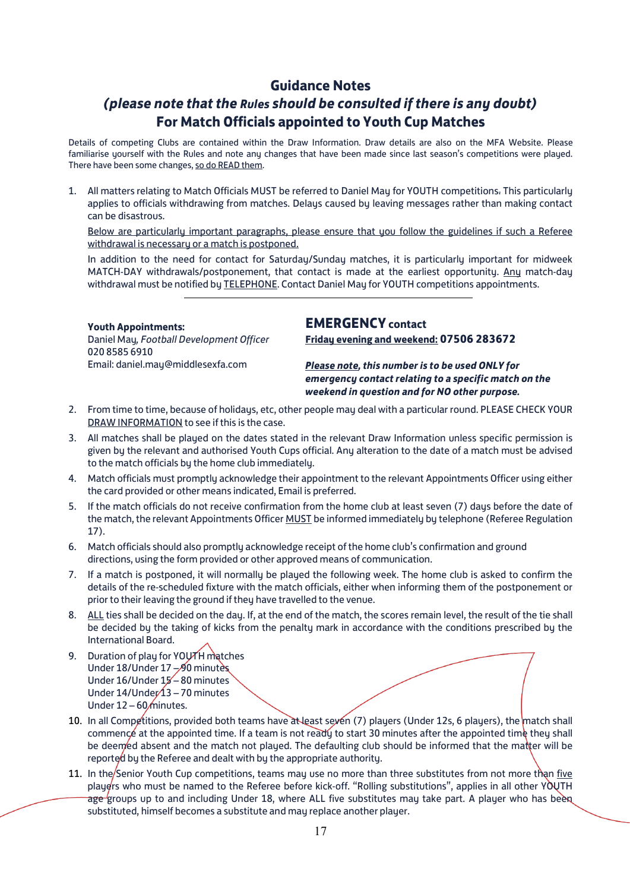# Guidance Notes

## *(please note that the Rules should be consulted if there is any doubt)*

## For Match Officials appointed to Youth Cup Matches

Details of competing Clubs are contained within the Draw Information. Draw details are also on the MFA Website. Please familiarise yourself with the Rules and note any changes that have been made since last season's competitions were played. There have been some changes, so do READ them.

1. All matters relating to Match Officials MUST be referred to Daniel May for YOUTH competitions. This particularly applies to officials withdrawing from matches. Delays caused by leaving messages rather than making contact can be disastrous.

   Below are particularly important paragraphs, please ensure that you follow the guidelines if such a Referee withdrawal is necessary or a match is postponed.

   In addition to the need for contact for Saturday/Sunday matches, it is particularly important for midweek MATCH-DAY withdrawals/postponement, that contact is made at the earliest opportunity. Any match-day withdrawal must be notified by TELEPHONE. Contact Daniel May for YOUTH competitions appointments.

---

**Youth Appointments:**
Daniel May, *Football Development Officer*
020 8585 6910
Email: daniel.may@middlesexfa.com

**EMERGENCY contact**
**Friday evening and weekend: 07506 283672**

***Please note, this number is to be used ONLY for emergency contact relating to a specific match on the weekend in question and for NO other purpose.***

2. From time to time, because of holidays, etc, other people may deal with a particular round. PLEASE CHECK YOUR DRAW INFORMATION to see if this is the case.
3. All matches shall be played on the dates stated in the relevant Draw Information unless specific permission is given by the relevant and authorised Youth Cups official. Any alteration to the date of a match must be advised to the match officials by the home club immediately.
4. Match officials must promptly acknowledge their appointment to the relevant Appointments Officer using either the card provided or other means indicated, Email is preferred.
5. If the match officials do not receive confirmation from the home club at least seven (7) days before the date of the match, the relevant Appointments Officer MUST be informed immediately by telephone (Referee Regulation 17).
6. Match officials should also promptly acknowledge receipt of the home club's confirmation and ground directions, using the form provided or other approved means of communication.
7. If a match is postponed, it will normally be played the following week. The home club is asked to confirm the details of the re-scheduled fixture with the match officials, either when informing them of the postponement or prior to their leaving the ground if they have travelled to the venue.
8. ALL ties shall be decided on the day. If, at the end of the match, the scores remain level, the result of the tie shall be decided by the taking of kicks from the penalty mark in accordance with the conditions prescribed by the International Board.
9. Duration of play for YOUTH matches
   Under 18/Under 17 – 90 minutes
   Under 16/Under 15 – 80 minutes
   Under 14/Under 13 – 70 minutes
   Under 12 – 60 minutes.
10. In all Competitions, provided both teams have at least seven (7) players (Under 12s, 6 players), the match shall commence at the appointed time. If a team is not ready to start 30 minutes after the appointed time they shall be deemed absent and the match not played. The defaulting club should be informed that the matter will be reported by the Referee and dealt with by the appropriate authority.
11. In the Senior Youth Cup competitions, teams may use no more than three substitutes from not more than five players who must be named to the Referee before kick-off. "Rolling substitutions", applies in all other YOUTH age groups up to and including Under 18, where ALL five substitutes may take part. A player who has been substituted, himself becomes a substitute and may replace another player.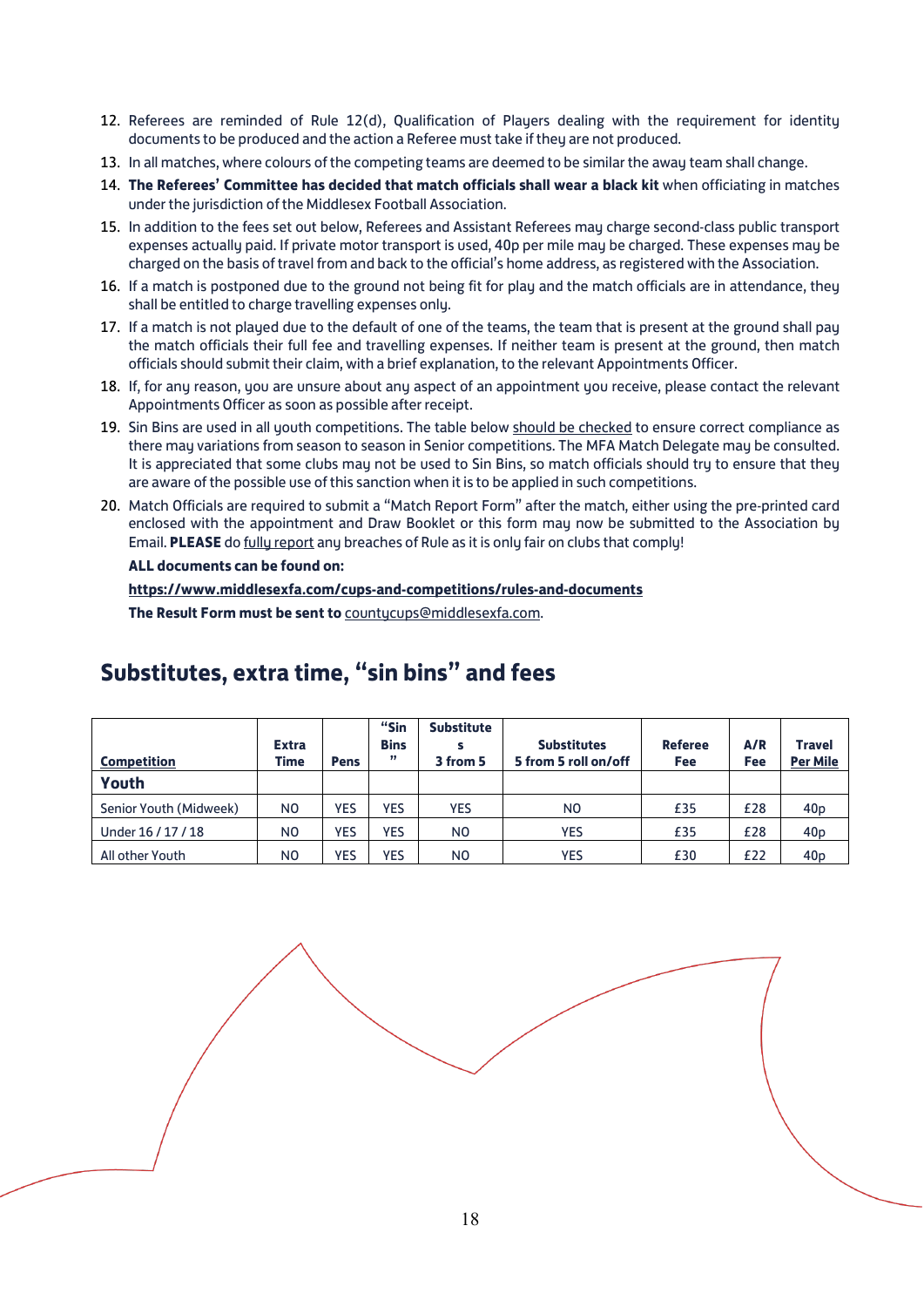12. Referees are reminded of Rule 12(d), Qualification of Players dealing with the requirement for identity documents to be produced and the action a Referee must take if they are not produced.
13. In all matches, where colours of the competing teams are deemed to be similar the away team shall change.
14. **The Referees' Committee has decided that match officials shall wear a black kit** when officiating in matches under the jurisdiction of the Middlesex Football Association.
15. In addition to the fees set out below, Referees and Assistant Referees may charge second-class public transport expenses actually paid. If private motor transport is used, 40p per mile may be charged. These expenses may be charged on the basis of travel from and back to the official's home address, as registered with the Association.
16. If a match is postponed due to the ground not being fit for play and the match officials are in attendance, they shall be entitled to charge travelling expenses only.
17. If a match is not played due to the default of one of the teams, the team that is present at the ground shall pay the match officials their full fee and travelling expenses. If neither team is present at the ground, then match officials should submit their claim, with a brief explanation, to the relevant Appointments Officer.
18. If, for any reason, you are unsure about any aspect of an appointment you receive, please contact the relevant Appointments Officer as soon as possible after receipt.
19. Sin Bins are used in all youth competitions. The table below should be checked to ensure correct compliance as there may variations from season to season in Senior competitions. The MFA Match Delegate may be consulted. It is appreciated that some clubs may not be used to Sin Bins, so match officials should try to ensure that they are aware of the possible use of this sanction when it is to be applied in such competitions.
20. Match Officials are required to submit a "Match Report Form" after the match, either using the pre-printed card enclosed with the appointment and Draw Booklet or this form may now be submitted to the Association by Email. **PLEASE** do fully report any breaches of Rule as it is only fair on clubs that comply!

    **ALL documents can be found on:**

    **https://www.middlesexfa.com/cups-and-competitions/rules-and-documents**

    **The Result Form must be sent to** countycups@middlesexfa.com.

## Substitutes, extra time, "sin bins" and fees

| Competition | Extra Time | Pens | "Sin Bins" | Substitutes 3 from 5 | Substitutes 5 from 5 roll on/off | Referee Fee | A/R Fee | Travel Per Mile |
|---|---|---|---|---|---|---|---|---|
| **Youth** | | | | | | | | |
| Senior Youth (Midweek) | NO | YES | YES | YES | NO | £35 | £28 | 40p |
| Under 16 / 17 / 18 | NO | YES | YES | NO | YES | £35 | £28 | 40p |
| All other Youth | NO | YES | YES | NO | YES | £30 | £22 | 40p |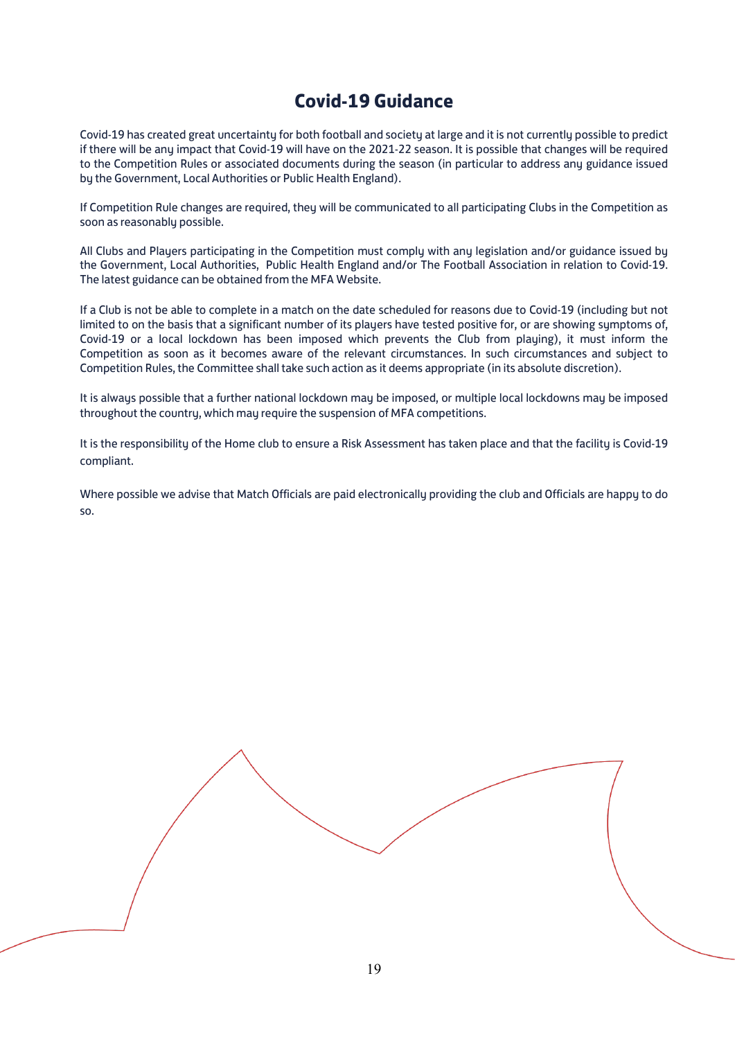# Covid-19 Guidance

Covid-19 has created great uncertainty for both football and society at large and it is not currently possible to predict if there will be any impact that Covid-19 will have on the 2021-22 season. It is possible that changes will be required to the Competition Rules or associated documents during the season (in particular to address any guidance issued by the Government, Local Authorities or Public Health England).

If Competition Rule changes are required, they will be communicated to all participating Clubs in the Competition as soon as reasonably possible.

All Clubs and Players participating in the Competition must comply with any legislation and/or guidance issued by the Government, Local Authorities, Public Health England and/or The Football Association in relation to Covid-19. The latest guidance can be obtained from the MFA Website.

If a Club is not be able to complete in a match on the date scheduled for reasons due to Covid-19 (including but not limited to on the basis that a significant number of its players have tested positive for, or are showing symptoms of, Covid-19 or a local lockdown has been imposed which prevents the Club from playing), it must inform the Competition as soon as it becomes aware of the relevant circumstances. In such circumstances and subject to Competition Rules, the Committee shall take such action as it deems appropriate (in its absolute discretion).

It is always possible that a further national lockdown may be imposed, or multiple local lockdowns may be imposed throughout the country, which may require the suspension of MFA competitions.

It is the responsibility of the Home club to ensure a Risk Assessment has taken place and that the facility is Covid-19 compliant.

Where possible we advise that Match Officials are paid electronically providing the club and Officials are happy to do so.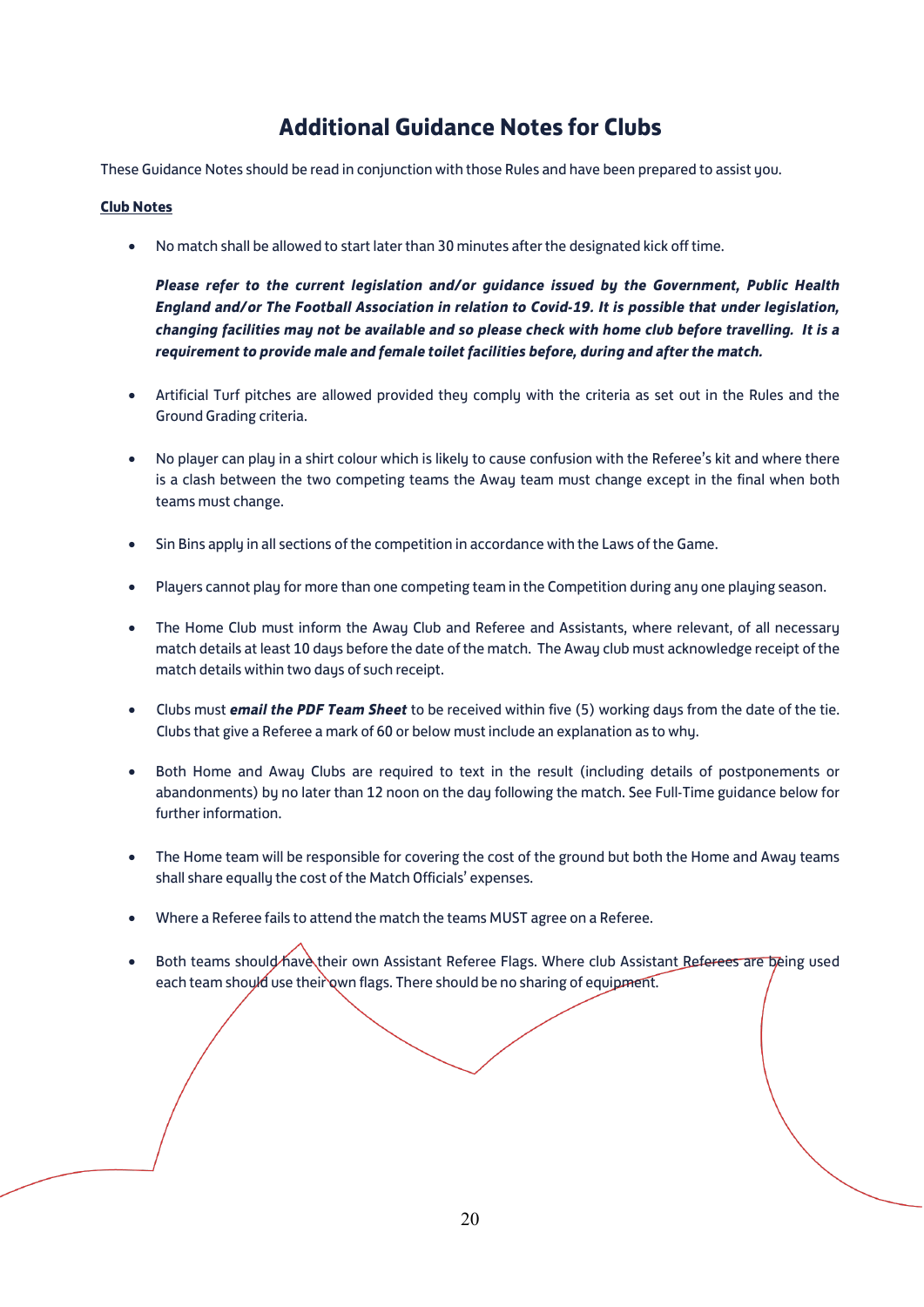# Additional Guidance Notes for Clubs

These Guidance Notes should be read in conjunction with those Rules and have been prepared to assist you.

**Club Notes**

- No match shall be allowed to start later than 30 minutes after the designated kick off time.

  ***Please refer to the current legislation and/or guidance issued by the Government, Public Health England and/or The Football Association in relation to Covid-19. It is possible that under legislation, changing facilities may not be available and so please check with home club before travelling. It is a requirement to provide male and female toilet facilities before, during and after the match.***

- Artificial Turf pitches are allowed provided they comply with the criteria as set out in the Rules and the Ground Grading criteria.

- No player can play in a shirt colour which is likely to cause confusion with the Referee's kit and where there is a clash between the two competing teams the Away team must change except in the final when both teams must change.

- Sin Bins apply in all sections of the competition in accordance with the Laws of the Game.

- Players cannot play for more than one competing team in the Competition during any one playing season.

- The Home Club must inform the Away Club and Referee and Assistants, where relevant, of all necessary match details at least 10 days before the date of the match. The Away club must acknowledge receipt of the match details within two days of such receipt.

- Clubs must ***email the PDF Team Sheet*** to be received within five (5) working days from the date of the tie. Clubs that give a Referee a mark of 60 or below must include an explanation as to why.

- Both Home and Away Clubs are required to text in the result (including details of postponements or abandonments) by no later than 12 noon on the day following the match. See Full-Time guidance below for further information.

- The Home team will be responsible for covering the cost of the ground but both the Home and Away teams shall share equally the cost of the Match Officials' expenses.

- Where a Referee fails to attend the match the teams MUST agree on a Referee.

- Both teams should have their own Assistant Referee Flags. Where club Assistant Referees are being used each team should use their own flags. There should be no sharing of equipment.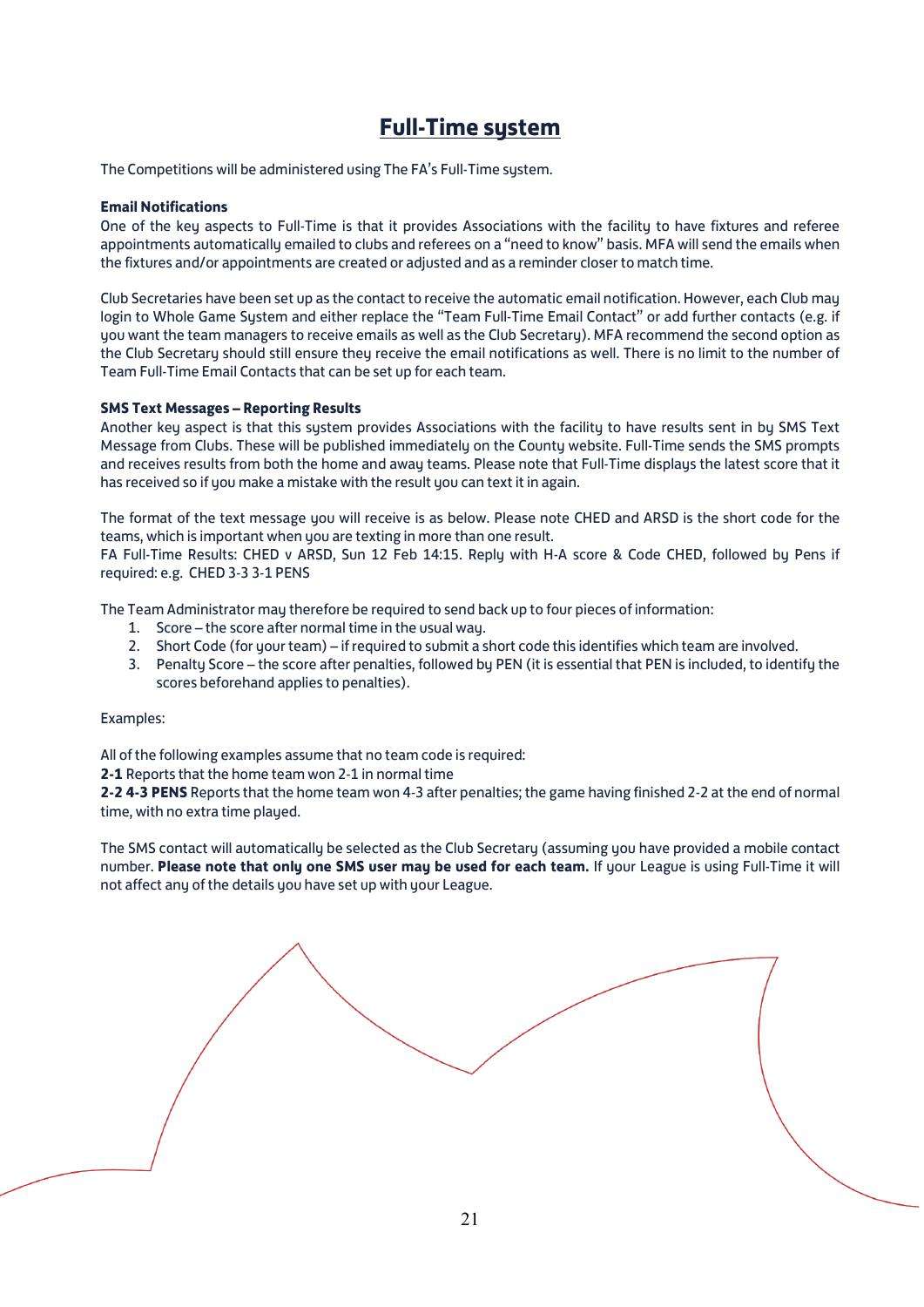# Full-Time system

The Competitions will be administered using The FA's Full-Time system.

**Email Notifications**

One of the key aspects to Full-Time is that it provides Associations with the facility to have fixtures and referee appointments automatically emailed to clubs and referees on a "need to know" basis. MFA will send the emails when the fixtures and/or appointments are created or adjusted and as a reminder closer to match time.

Club Secretaries have been set up as the contact to receive the automatic email notification. However, each Club may login to Whole Game System and either replace the "Team Full-Time Email Contact" or add further contacts (e.g. if you want the team managers to receive emails as well as the Club Secretary). MFA recommend the second option as the Club Secretary should still ensure they receive the email notifications as well. There is no limit to the number of Team Full-Time Email Contacts that can be set up for each team.

**SMS Text Messages – Reporting Results**

Another key aspect is that this system provides Associations with the facility to have results sent in by SMS Text Message from Clubs. These will be published immediately on the County website. Full-Time sends the SMS prompts and receives results from both the home and away teams. Please note that Full-Time displays the latest score that it has received so if you make a mistake with the result you can text it in again.

The format of the text message you will receive is as below. Please note CHED and ARSD is the short code for the teams, which is important when you are texting in more than one result.
FA Full-Time Results: CHED v ARSD, Sun 12 Feb 14:15. Reply with H-A score & Code CHED, followed by Pens if required: e.g. CHED 3-3 3-1 PENS

The Team Administrator may therefore be required to send back up to four pieces of information:

1. Score – the score after normal time in the usual way.
2. Short Code (for your team) – if required to submit a short code this identifies which team are involved.
3. Penalty Score – the score after penalties, followed by PEN (it is essential that PEN is included, to identify the scores beforehand applies to penalties).

Examples:

All of the following examples assume that no team code is required:
**2-1** Reports that the home team won 2-1 in normal time
**2-2 4-3 PENS** Reports that the home team won 4-3 after penalties; the game having finished 2-2 at the end of normal time, with no extra time played.

The SMS contact will automatically be selected as the Club Secretary (assuming you have provided a mobile contact number. **Please note that only one SMS user may be used for each team.** If your League is using Full-Time it will not affect any of the details you have set up with your League.